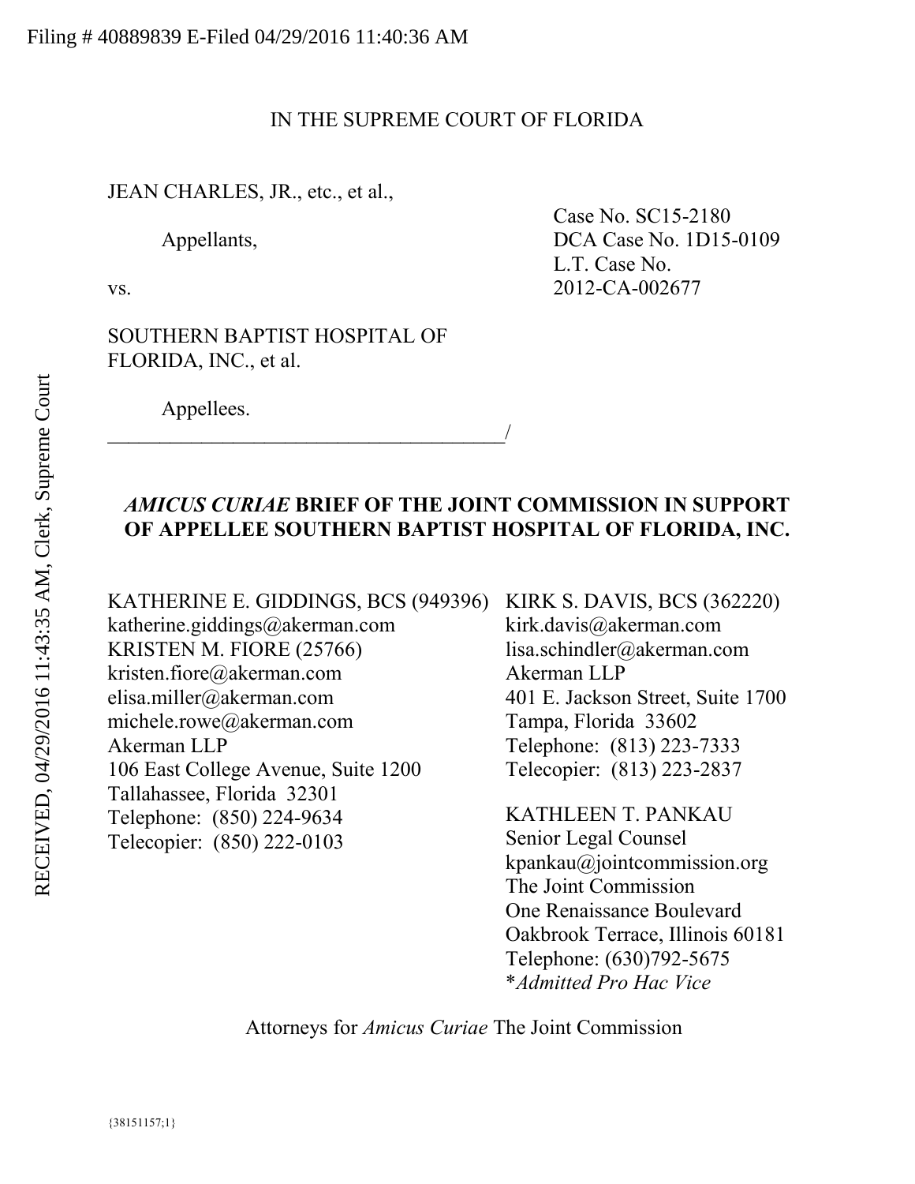Filing # 40889839 E-Filed 04/29/2016 11:40:36 AM

RECEIVED, 04/29/2016 11:43:35 AM, Clerk, Supreme Court

IN THE SUPREME COURT OF FLORIDA

JEAN CHARLES, JR., etc., et al.,

Appellants,

vs.

SOUTHERN BAPTIST HOSPITAL OF FLORIDA, INC., et al.

Appellees.

_______________________________________/

Case No. SC15-2180
DCA Case No. 1D15-0109
L.T. Case No. 2012-CA-002677

## *AMICUS CURIAE* BRIEF OF THE JOINT COMMISSION IN SUPPORT OF APPELLEE SOUTHERN BAPTIST HOSPITAL OF FLORIDA, INC.

KATHERINE E. GIDDINGS, BCS (949396)
katherine.giddings@akerman.com
KRISTEN M. FIORE (25766)
kristen.fiore@akerman.com
elisa.miller@akerman.com
michele.rowe@akerman.com
Akerman LLP
106 East College Avenue, Suite 1200
Tallahassee, Florida 32301
Telephone: (850) 224-9634
Telecopier: (850) 222-0103

KIRK S. DAVIS, BCS (362220)
kirk.davis@akerman.com
lisa.schindler@akerman.com
Akerman LLP
401 E. Jackson Street, Suite 1700
Tampa, Florida 33602
Telephone: (813) 223-7333
Telecopier: (813) 223-2837

KATHLEEN T. PANKAU
Senior Legal Counsel
kpankau@jointcommission.org
The Joint Commission
One Renaissance Boulevard
Oakbrook Terrace, Illinois 60181
Telephone: (630)792-5675
\**Admitted Pro Hac Vice*

Attorneys for *Amicus Curiae* The Joint Commission

{38151157;1}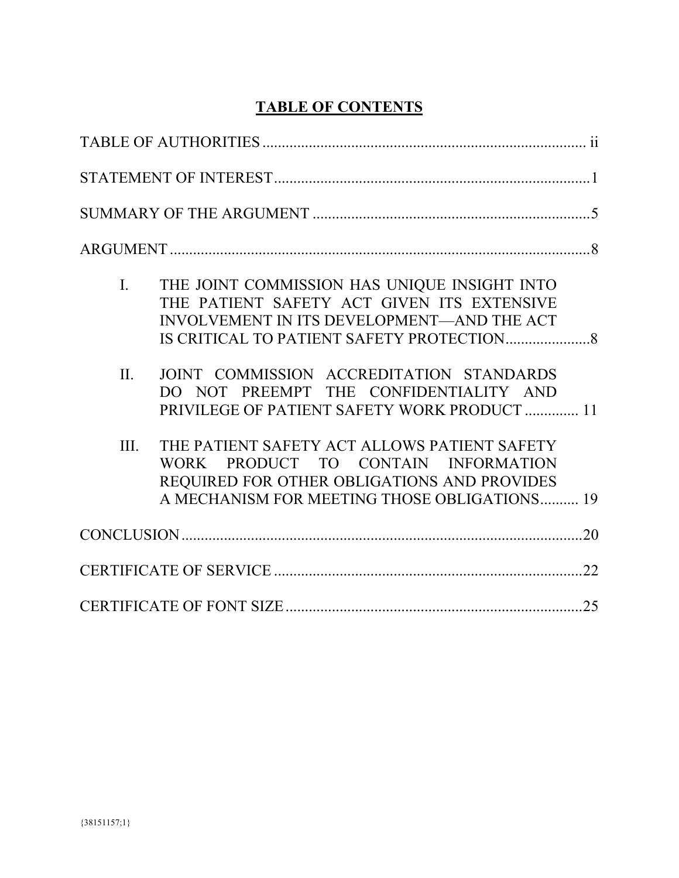# TABLE OF CONTENTS

TABLE OF AUTHORITIES .................................................................................... ii

STATEMENT OF INTEREST ..................................................................................1

SUMMARY OF THE ARGUMENT ........................................................................5

ARGUMENT ..............................................................................................................8

I. THE JOINT COMMISSION HAS UNIQUE INSIGHT INTO THE PATIENT SAFETY ACT GIVEN ITS EXTENSIVE INVOLVEMENT IN ITS DEVELOPMENT—AND THE ACT IS CRITICAL TO PATIENT SAFETY PROTECTION......................8

II. JOINT COMMISSION ACCREDITATION STANDARDS DO NOT PREEMPT THE CONFIDENTIALITY AND PRIVILEGE OF PATIENT SAFETY WORK PRODUCT ............. 11

III. THE PATIENT SAFETY ACT ALLOWS PATIENT SAFETY WORK PRODUCT TO CONTAIN INFORMATION REQUIRED FOR OTHER OBLIGATIONS AND PROVIDES A MECHANISM FOR MEETING THOSE OBLIGATIONS.......... 19

CONCLUSION .........................................................................................................20

CERTIFICATE OF SERVICE ................................................................................22

CERTIFICATE OF FONT SIZE .............................................................................25

{38151157;1}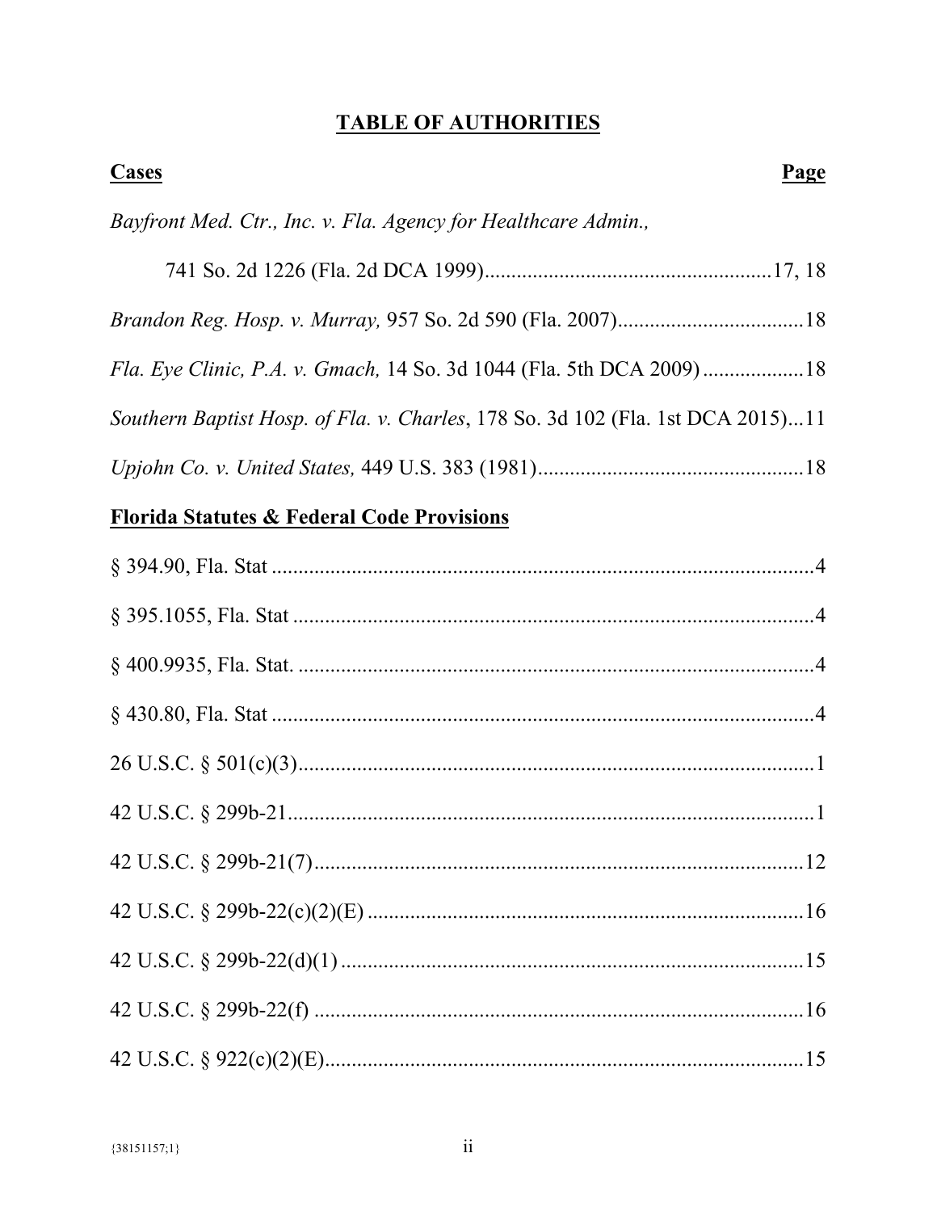# TABLE OF AUTHORITIES

**Cases** **Page**

*Bayfront Med. Ctr., Inc. v. Fla. Agency for Healthcare Admin.,*
741 So. 2d 1226 (Fla. 2d DCA 1999)......................................................17, 18

*Brandon Reg. Hosp. v. Murray,* 957 So. 2d 590 (Fla. 2007)...................................18

*Fla. Eye Clinic, P.A. v. Gmach,* 14 So. 3d 1044 (Fla. 5th DCA 2009)...................18

*Southern Baptist Hosp. of Fla. v. Charles*, 178 So. 3d 102 (Fla. 1st DCA 2015)...11

*Upjohn Co. v. United States,* 449 U.S. 383 (1981)..................................................18

**Florida Statutes & Federal Code Provisions**

§ 394.90, Fla. Stat .....................................................................................................4

§ 395.1055, Fla. Stat ..................................................................................................4

§ 400.9935, Fla. Stat. .................................................................................................4

§ 430.80, Fla. Stat ......................................................................................................4

26 U.S.C. § 501(c)(3).................................................................................................1

42 U.S.C. § 299b-21...................................................................................................1

42 U.S.C. § 299b-21(7).............................................................................................12

42 U.S.C. § 299b-22(c)(2)(E) ...................................................................................16

42 U.S.C. § 299b-22(d)(1) ........................................................................................15

42 U.S.C. § 299b-22(f) .............................................................................................16

42 U.S.C. § 922(c)(2)(E)...........................................................................................15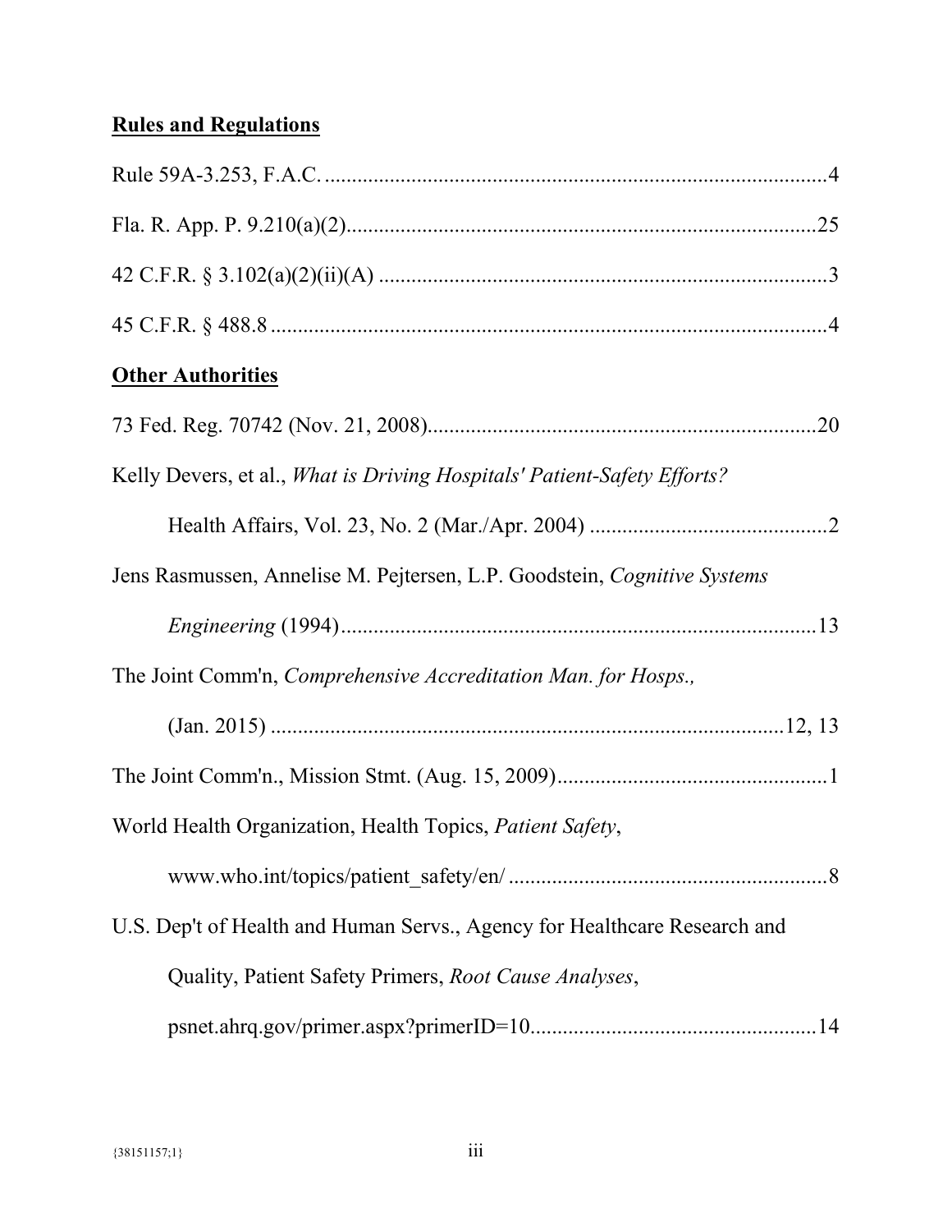**Rules and Regulations**

Rule 59A-3.253, F.A.C. ............................................................................................4

Fla. R. App. P. 9.210(a)(2).......................................................................................25

42 C.F.R. § 3.102(a)(2)(ii)(A) ...................................................................................3

45 C.F.R. § 488.8 .......................................................................................................4

**Other Authorities**

73 Fed. Reg. 70742 (Nov. 21, 2008)........................................................................20

Kelly Devers, et al., *What is Driving Hospitals' Patient-Safety Efforts?* Health Affairs, Vol. 23, No. 2 (Mar./Apr. 2004) ............................................2

Jens Rasmussen, Annelise M. Pejtersen, L.P. Goodstein, *Cognitive Systems Engineering* (1994).......................................................................................13

The Joint Comm'n, *Comprehensive Accreditation Man. for Hosps.,* (Jan. 2015) ..............................................................................................12, 13

The Joint Comm'n., Mission Stmt. (Aug. 15, 2009)..................................................1

World Health Organization, Health Topics, *Patient Safety*, www.who.int/topics/patient_safety/en/ ...........................................................8

U.S. Dep't of Health and Human Servs., Agency for Healthcare Research and Quality, Patient Safety Primers, *Root Cause Analyses*, psnet.ahrq.gov/primer.aspx?primerID=10.....................................................14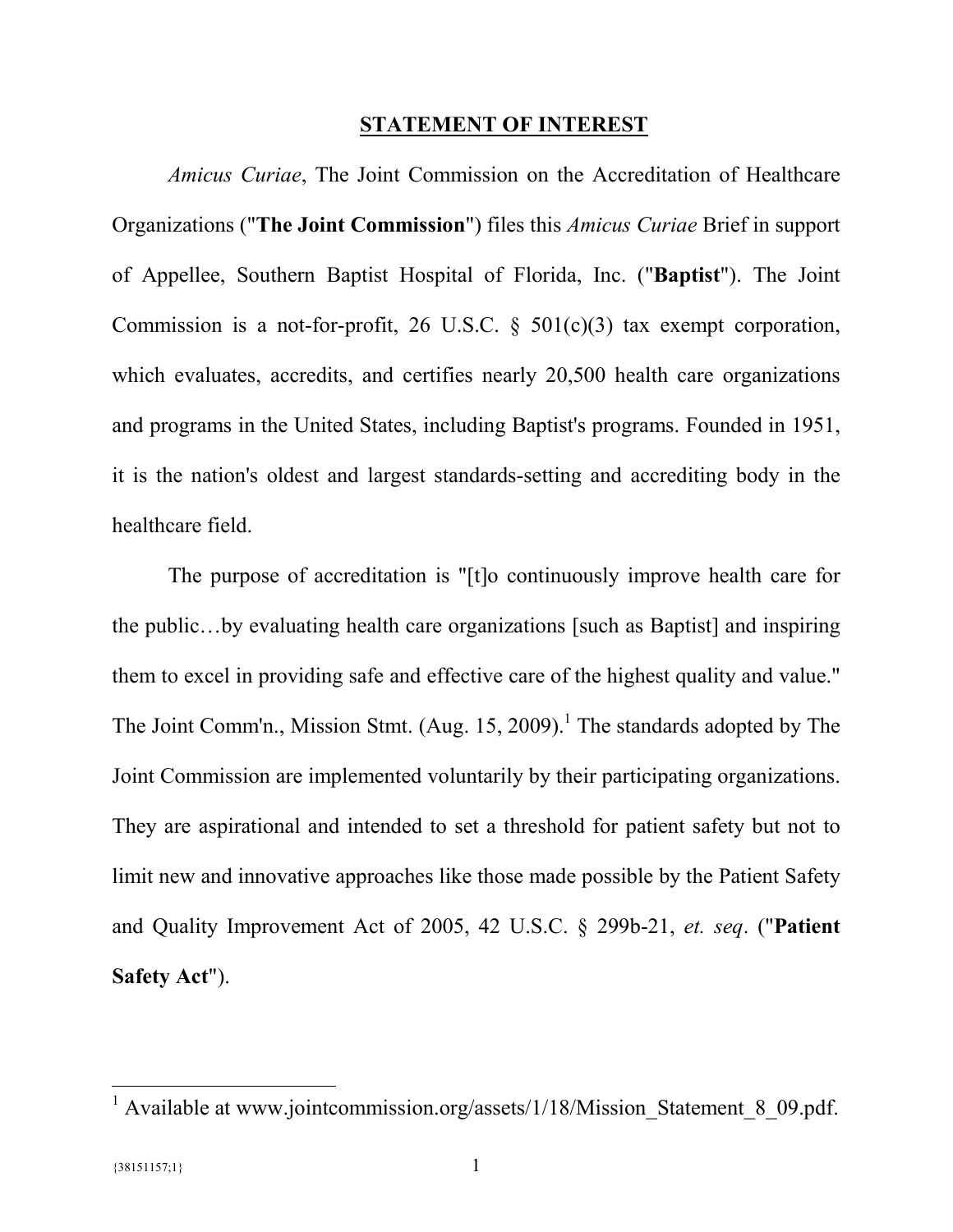## STATEMENT OF INTEREST

*Amicus Curiae*, The Joint Commission on the Accreditation of Healthcare Organizations ("**The Joint Commission**") files this *Amicus Curiae* Brief in support of Appellee, Southern Baptist Hospital of Florida, Inc. ("**Baptist**"). The Joint Commission is a not-for-profit, 26 U.S.C. § 501(c)(3) tax exempt corporation, which evaluates, accredits, and certifies nearly 20,500 health care organizations and programs in the United States, including Baptist's programs. Founded in 1951, it is the nation's oldest and largest standards-setting and accrediting body in the healthcare field.

The purpose of accreditation is "[t]o continuously improve health care for the public…by evaluating health care organizations [such as Baptist] and inspiring them to excel in providing safe and effective care of the highest quality and value." The Joint Comm'n., Mission Stmt. (Aug. 15, 2009).[1] The standards adopted by The Joint Commission are implemented voluntarily by their participating organizations. They are aspirational and intended to set a threshold for patient safety but not to limit new and innovative approaches like those made possible by the Patient Safety and Quality Improvement Act of 2005, 42 U.S.C. § 299b-21, *et. seq*. ("**Patient Safety Act**").

---

[1] Available at www.jointcommission.org/assets/1/18/Mission_Statement_8_09.pdf.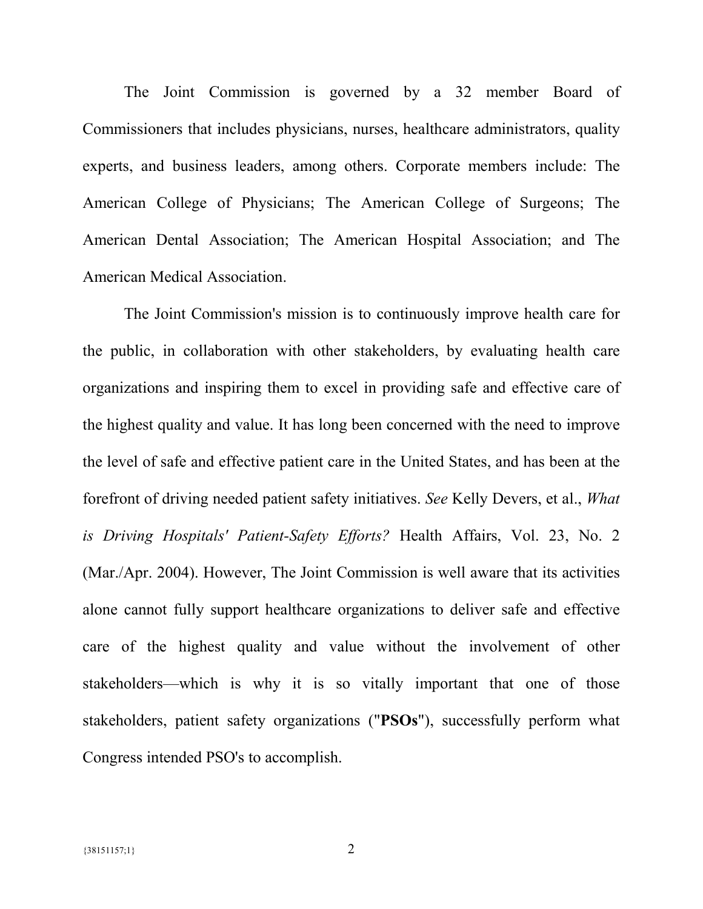The Joint Commission is governed by a 32 member Board of Commissioners that includes physicians, nurses, healthcare administrators, quality experts, and business leaders, among others. Corporate members include: The American College of Physicians; The American College of Surgeons; The American Dental Association; The American Hospital Association; and The American Medical Association.

The Joint Commission's mission is to continuously improve health care for the public, in collaboration with other stakeholders, by evaluating health care organizations and inspiring them to excel in providing safe and effective care of the highest quality and value. It has long been concerned with the need to improve the level of safe and effective patient care in the United States, and has been at the forefront of driving needed patient safety initiatives. *See* Kelly Devers, et al., *What is Driving Hospitals' Patient-Safety Efforts?* Health Affairs, Vol. 23, No. 2 (Mar./Apr. 2004). However, The Joint Commission is well aware that its activities alone cannot fully support healthcare organizations to deliver safe and effective care of the highest quality and value without the involvement of other stakeholders—which is why it is so vitally important that one of those stakeholders, patient safety organizations ("**PSOs**"), successfully perform what Congress intended PSO's to accomplish.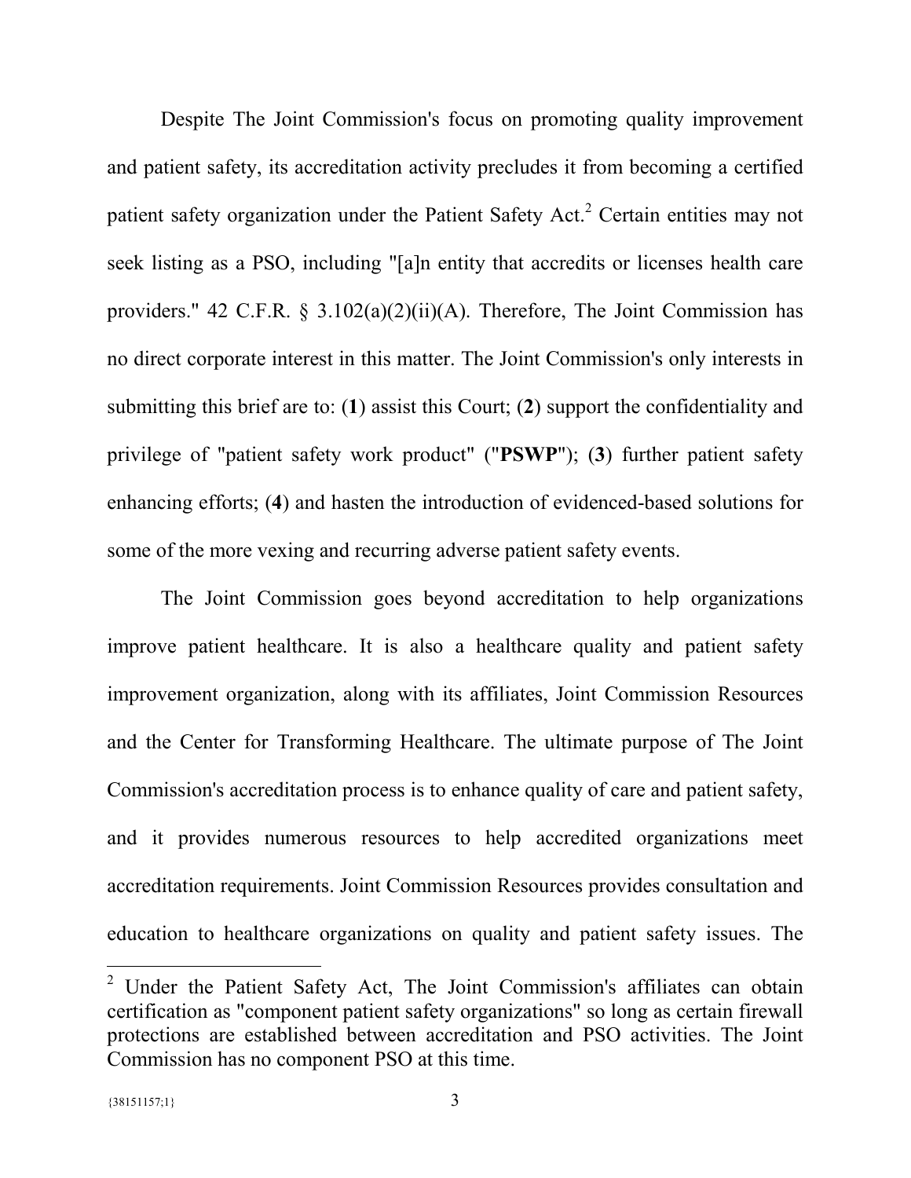Despite The Joint Commission's focus on promoting quality improvement and patient safety, its accreditation activity precludes it from becoming a certified patient safety organization under the Patient Safety Act.[2] Certain entities may not seek listing as a PSO, including "[a]n entity that accredits or licenses health care providers." 42 C.F.R. § 3.102(a)(2)(ii)(A). Therefore, The Joint Commission has no direct corporate interest in this matter. The Joint Commission's only interests in submitting this brief are to: (**1**) assist this Court; (**2**) support the confidentiality and privilege of "patient safety work product" ("**PSWP**"); (**3**) further patient safety enhancing efforts; (**4**) and hasten the introduction of evidenced-based solutions for some of the more vexing and recurring adverse patient safety events.

The Joint Commission goes beyond accreditation to help organizations improve patient healthcare. It is also a healthcare quality and patient safety improvement organization, along with its affiliates, Joint Commission Resources and the Center for Transforming Healthcare. The ultimate purpose of The Joint Commission's accreditation process is to enhance quality of care and patient safety, and it provides numerous resources to help accredited organizations meet accreditation requirements. Joint Commission Resources provides consultation and education to healthcare organizations on quality and patient safety issues. The

[2] Under the Patient Safety Act, The Joint Commission's affiliates can obtain certification as "component patient safety organizations" so long as certain firewall protections are established between accreditation and PSO activities. The Joint Commission has no component PSO at this time.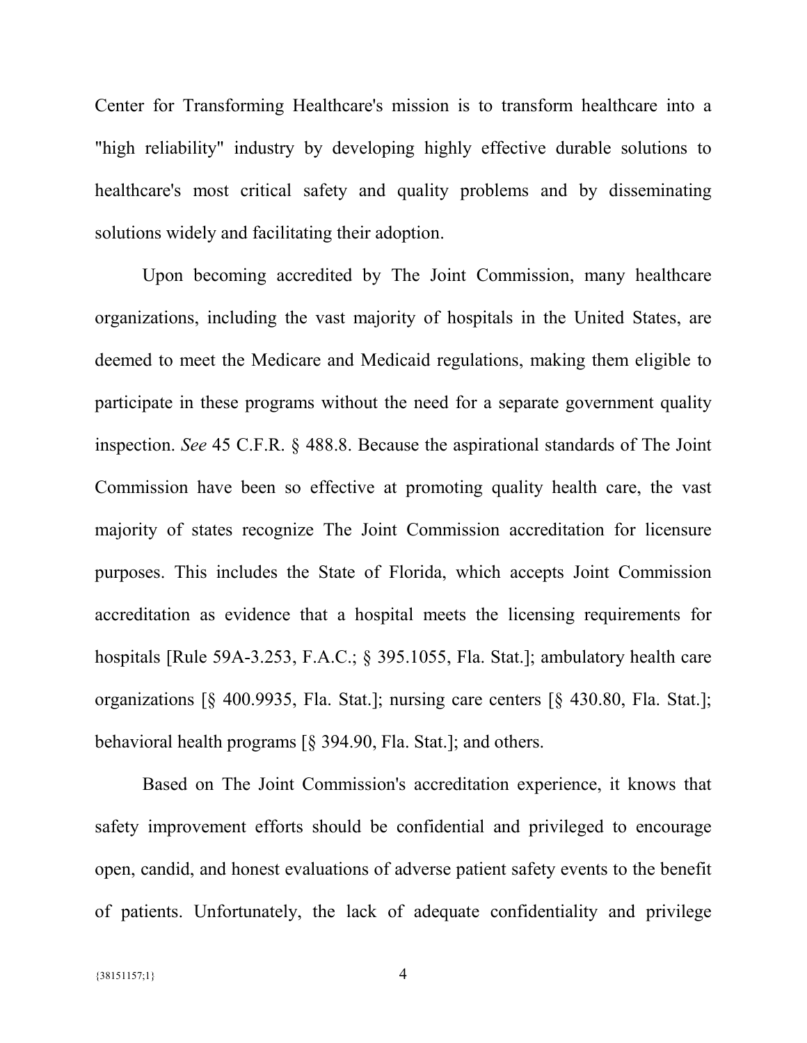Center for Transforming Healthcare's mission is to transform healthcare into a "high reliability" industry by developing highly effective durable solutions to healthcare's most critical safety and quality problems and by disseminating solutions widely and facilitating their adoption.

Upon becoming accredited by The Joint Commission, many healthcare organizations, including the vast majority of hospitals in the United States, are deemed to meet the Medicare and Medicaid regulations, making them eligible to participate in these programs without the need for a separate government quality inspection. *See* 45 C.F.R. § 488.8. Because the aspirational standards of The Joint Commission have been so effective at promoting quality health care, the vast majority of states recognize The Joint Commission accreditation for licensure purposes. This includes the State of Florida, which accepts Joint Commission accreditation as evidence that a hospital meets the licensing requirements for hospitals [Rule 59A-3.253, F.A.C.; § 395.1055, Fla. Stat.]; ambulatory health care organizations [§ 400.9935, Fla. Stat.]; nursing care centers [§ 430.80, Fla. Stat.]; behavioral health programs [§ 394.90, Fla. Stat.]; and others.

Based on The Joint Commission's accreditation experience, it knows that safety improvement efforts should be confidential and privileged to encourage open, candid, and honest evaluations of adverse patient safety events to the benefit of patients. Unfortunately, the lack of adequate confidentiality and privilege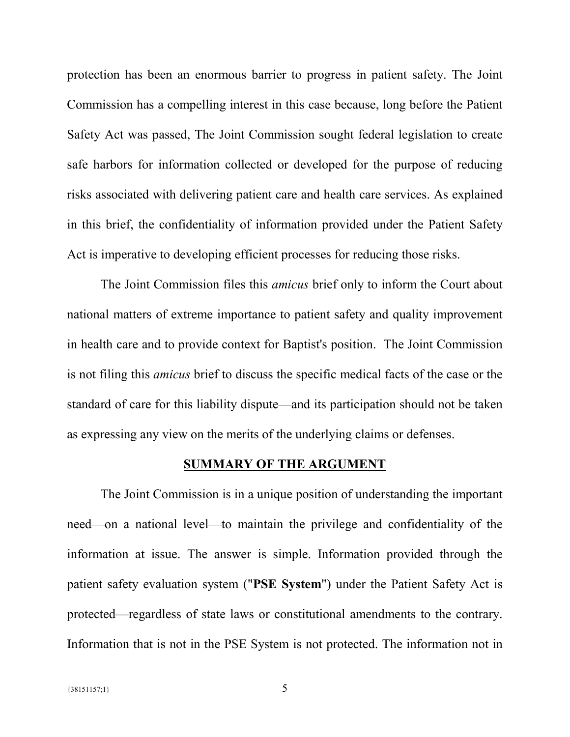protection has been an enormous barrier to progress in patient safety. The Joint Commission has a compelling interest in this case because, long before the Patient Safety Act was passed, The Joint Commission sought federal legislation to create safe harbors for information collected or developed for the purpose of reducing risks associated with delivering patient care and health care services. As explained in this brief, the confidentiality of information provided under the Patient Safety Act is imperative to developing efficient processes for reducing those risks.

The Joint Commission files this *amicus* brief only to inform the Court about national matters of extreme importance to patient safety and quality improvement in health care and to provide context for Baptist's position. The Joint Commission is not filing this *amicus* brief to discuss the specific medical facts of the case or the standard of care for this liability dispute—and its participation should not be taken as expressing any view on the merits of the underlying claims or defenses.

## SUMMARY OF THE ARGUMENT

The Joint Commission is in a unique position of understanding the important need—on a national level—to maintain the privilege and confidentiality of the information at issue. The answer is simple. Information provided through the patient safety evaluation system ("**PSE System**") under the Patient Safety Act is protected—regardless of state laws or constitutional amendments to the contrary. Information that is not in the PSE System is not protected. The information not in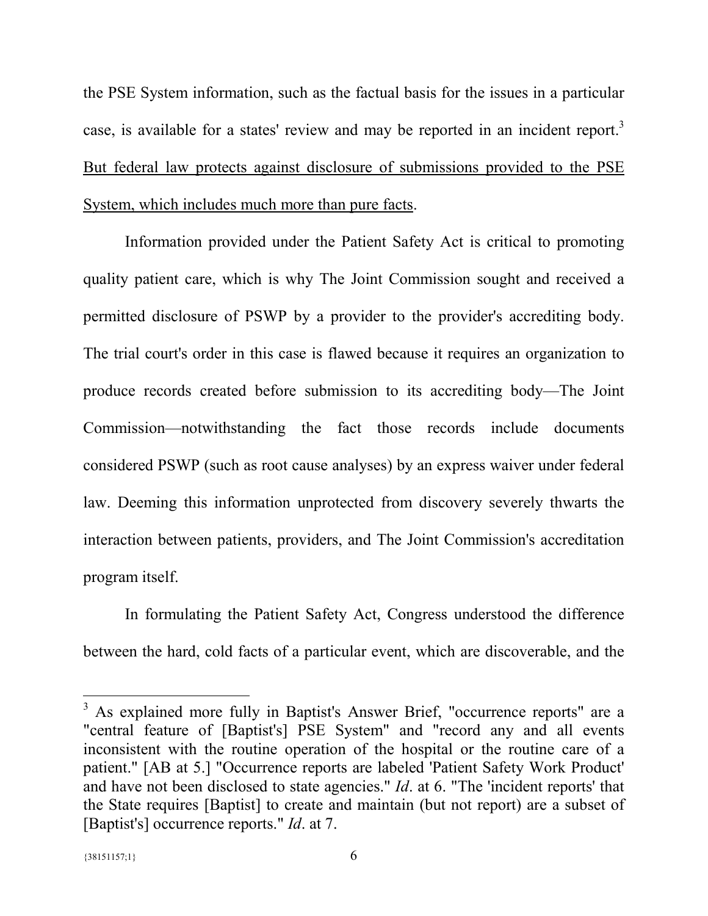the PSE System information, such as the factual basis for the issues in a particular case, is available for a states' review and may be reported in an incident report.[3] <u>But federal law protects against disclosure of submissions provided to the PSE System, which includes much more than pure facts</u>.

Information provided under the Patient Safety Act is critical to promoting quality patient care, which is why The Joint Commission sought and received a permitted disclosure of PSWP by a provider to the provider's accrediting body. The trial court's order in this case is flawed because it requires an organization to produce records created before submission to its accrediting body—The Joint Commission—notwithstanding the fact those records include documents considered PSWP (such as root cause analyses) by an express waiver under federal law. Deeming this information unprotected from discovery severely thwarts the interaction between patients, providers, and The Joint Commission's accreditation program itself.

In formulating the Patient Safety Act, Congress understood the difference between the hard, cold facts of a particular event, which are discoverable, and the

---

[3] As explained more fully in Baptist's Answer Brief, "occurrence reports" are a "central feature of [Baptist's] PSE System" and "record any and all events inconsistent with the routine operation of the hospital or the routine care of a patient." [AB at 5.] "Occurrence reports are labeled 'Patient Safety Work Product' and have not been disclosed to state agencies." *Id*. at 6. "The 'incident reports' that the State requires [Baptist] to create and maintain (but not report) are a subset of [Baptist's] occurrence reports." *Id*. at 7.

{38151157;1}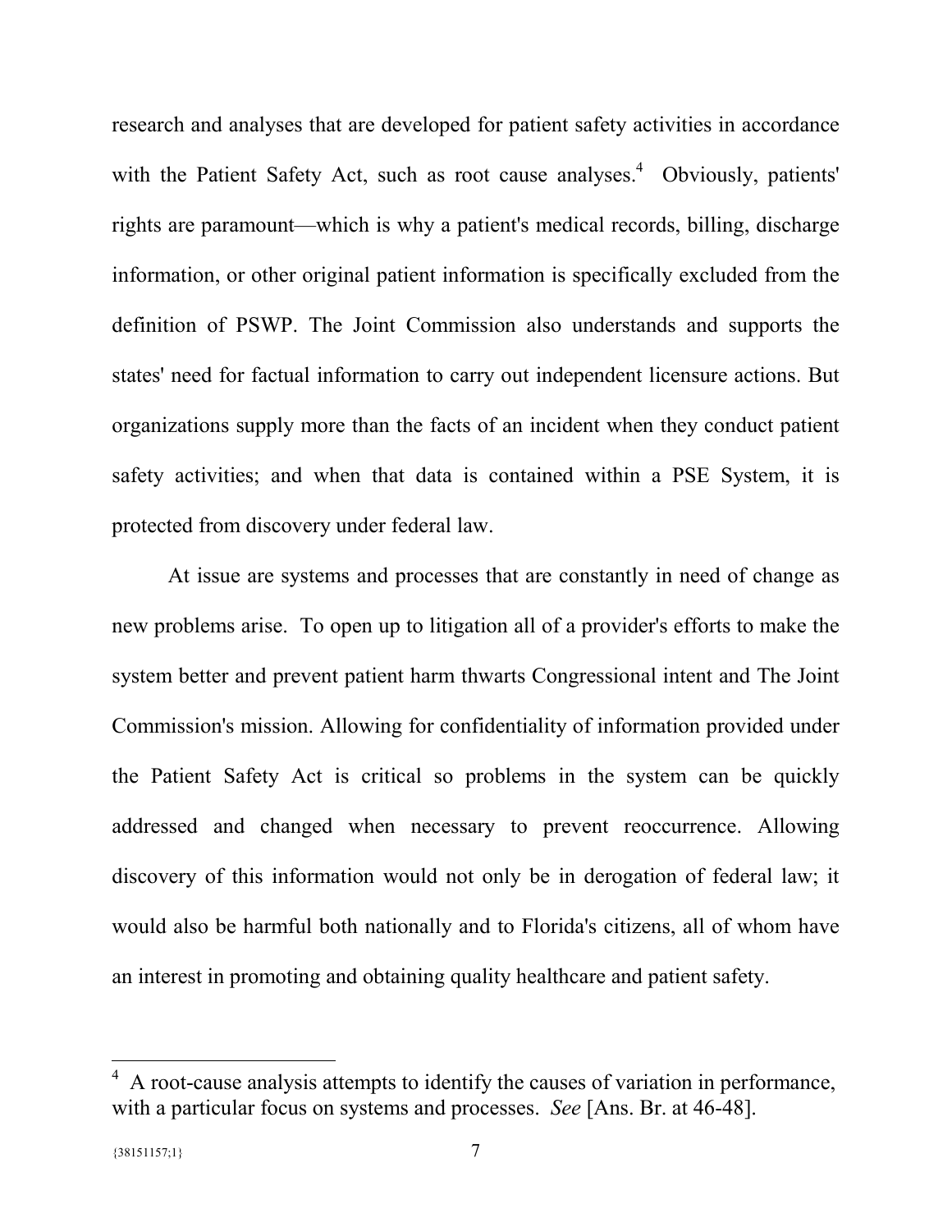research and analyses that are developed for patient safety activities in accordance with the Patient Safety Act, such as root cause analyses.[4] Obviously, patients' rights are paramount—which is why a patient's medical records, billing, discharge information, or other original patient information is specifically excluded from the definition of PSWP. The Joint Commission also understands and supports the states' need for factual information to carry out independent licensure actions. But organizations supply more than the facts of an incident when they conduct patient safety activities; and when that data is contained within a PSE System, it is protected from discovery under federal law.

At issue are systems and processes that are constantly in need of change as new problems arise. To open up to litigation all of a provider's efforts to make the system better and prevent patient harm thwarts Congressional intent and The Joint Commission's mission. Allowing for confidentiality of information provided under the Patient Safety Act is critical so problems in the system can be quickly addressed and changed when necessary to prevent reoccurrence. Allowing discovery of this information would not only be in derogation of federal law; it would also be harmful both nationally and to Florida's citizens, all of whom have an interest in promoting and obtaining quality healthcare and patient safety.

---

[4] A root-cause analysis attempts to identify the causes of variation in performance, with a particular focus on systems and processes. *See* [Ans. Br. at 46-48].

{38151157;1}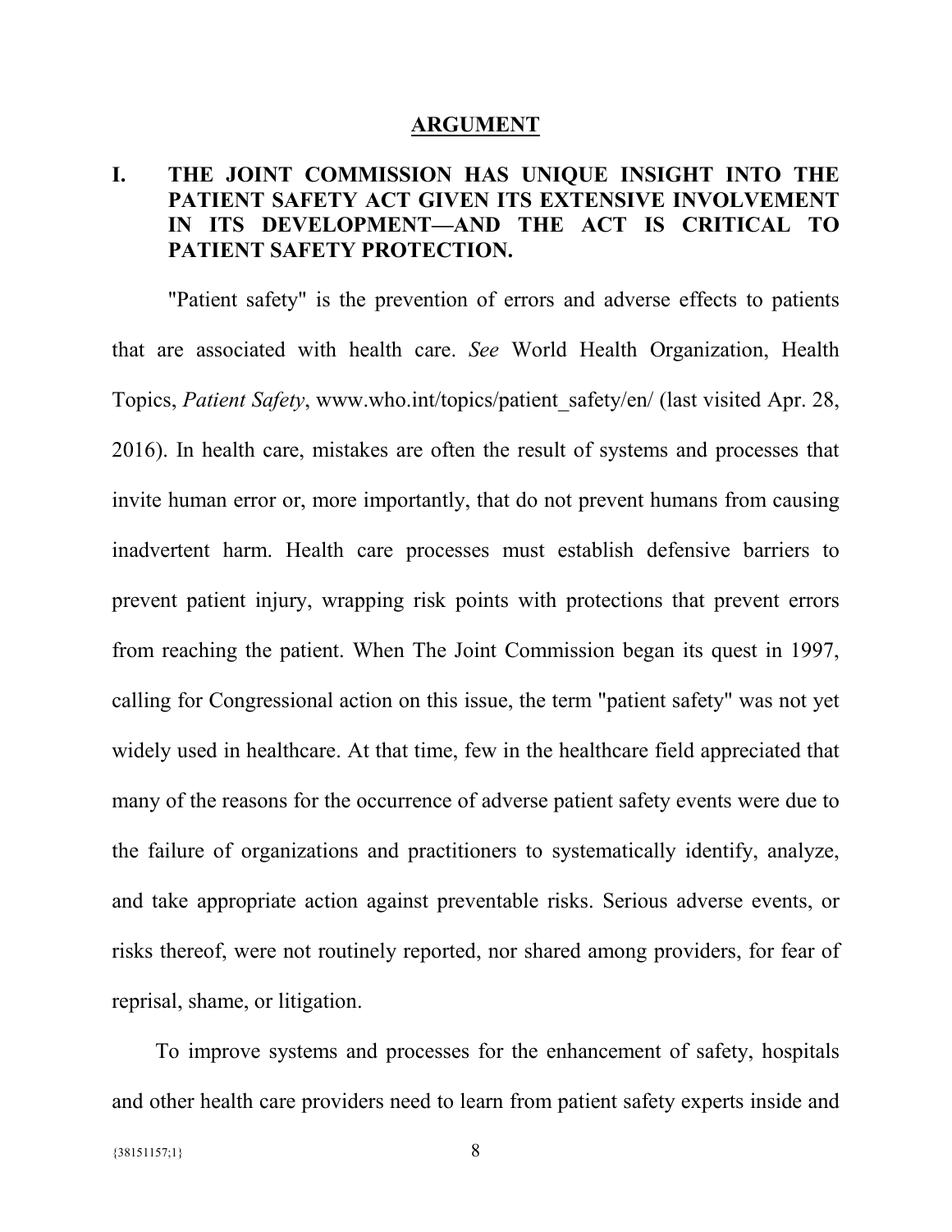## ARGUMENT

### I. THE JOINT COMMISSION HAS UNIQUE INSIGHT INTO THE PATIENT SAFETY ACT GIVEN ITS EXTENSIVE INVOLVEMENT IN ITS DEVELOPMENT—AND THE ACT IS CRITICAL TO PATIENT SAFETY PROTECTION.

"Patient safety" is the prevention of errors and adverse effects to patients that are associated with health care. *See* World Health Organization, Health Topics, *Patient Safety*, www.who.int/topics/patient_safety/en/ (last visited Apr. 28, 2016). In health care, mistakes are often the result of systems and processes that invite human error or, more importantly, that do not prevent humans from causing inadvertent harm. Health care processes must establish defensive barriers to prevent patient injury, wrapping risk points with protections that prevent errors from reaching the patient. When The Joint Commission began its quest in 1997, calling for Congressional action on this issue, the term "patient safety" was not yet widely used in healthcare. At that time, few in the healthcare field appreciated that many of the reasons for the occurrence of adverse patient safety events were due to the failure of organizations and practitioners to systematically identify, analyze, and take appropriate action against preventable risks. Serious adverse events, or risks thereof, were not routinely reported, nor shared among providers, for fear of reprisal, shame, or litigation.

To improve systems and processes for the enhancement of safety, hospitals and other health care providers need to learn from patient safety experts inside and

{38151157;1}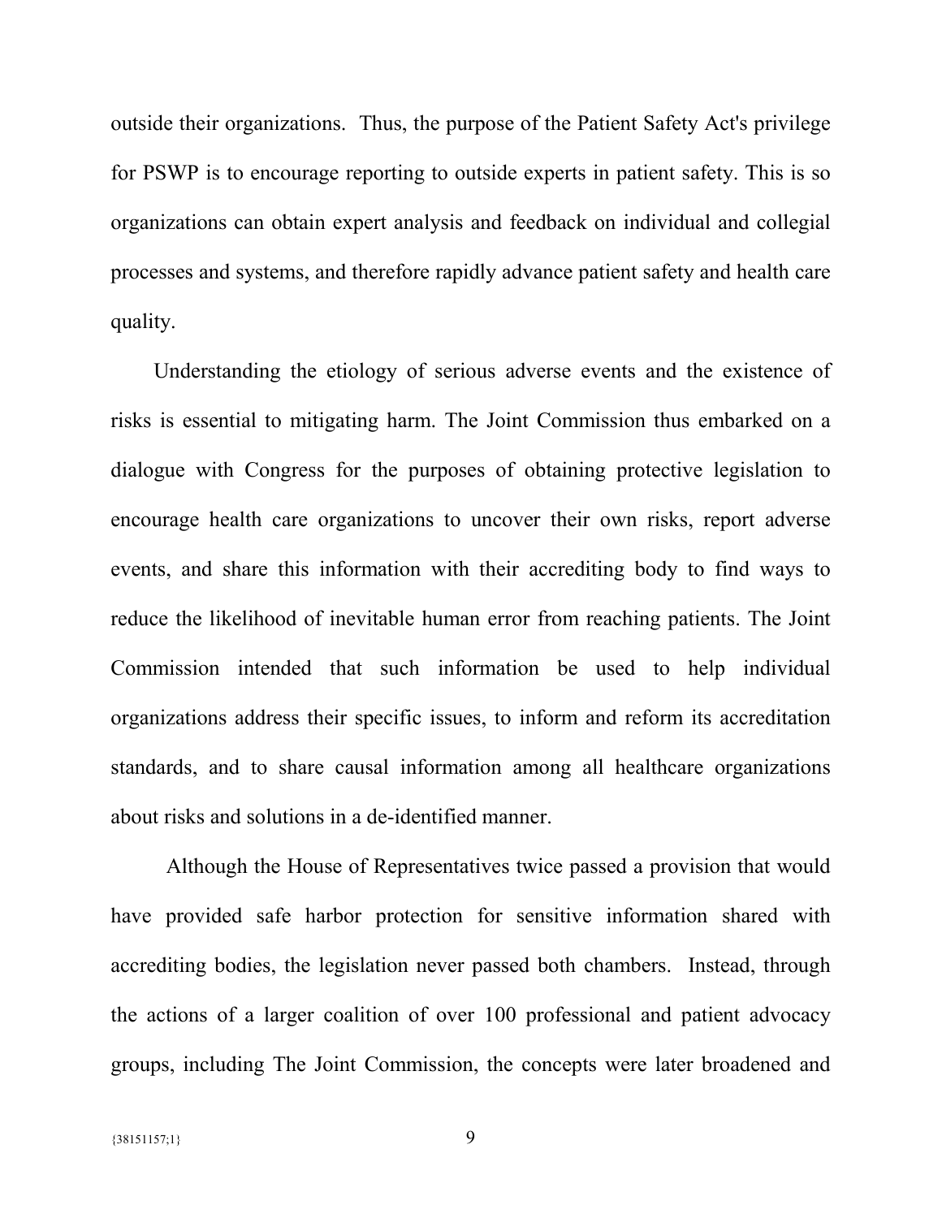outside their organizations. Thus, the purpose of the Patient Safety Act's privilege for PSWP is to encourage reporting to outside experts in patient safety. This is so organizations can obtain expert analysis and feedback on individual and collegial processes and systems, and therefore rapidly advance patient safety and health care quality.

Understanding the etiology of serious adverse events and the existence of risks is essential to mitigating harm. The Joint Commission thus embarked on a dialogue with Congress for the purposes of obtaining protective legislation to encourage health care organizations to uncover their own risks, report adverse events, and share this information with their accrediting body to find ways to reduce the likelihood of inevitable human error from reaching patients. The Joint Commission intended that such information be used to help individual organizations address their specific issues, to inform and reform its accreditation standards, and to share causal information among all healthcare organizations about risks and solutions in a de-identified manner.

Although the House of Representatives twice passed a provision that would have provided safe harbor protection for sensitive information shared with accrediting bodies, the legislation never passed both chambers. Instead, through the actions of a larger coalition of over 100 professional and patient advocacy groups, including The Joint Commission, the concepts were later broadened and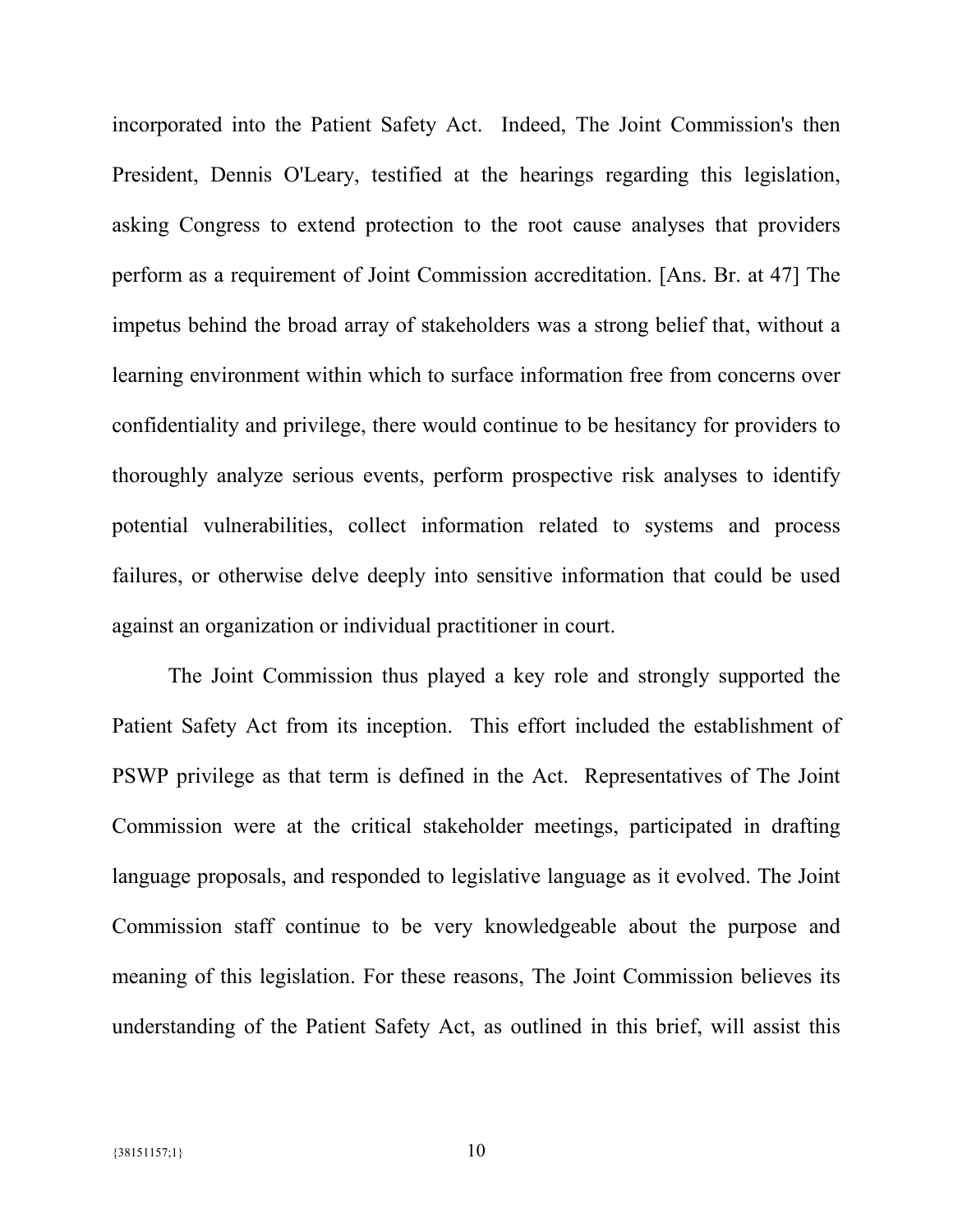incorporated into the Patient Safety Act. Indeed, The Joint Commission's then President, Dennis O'Leary, testified at the hearings regarding this legislation, asking Congress to extend protection to the root cause analyses that providers perform as a requirement of Joint Commission accreditation. [Ans. Br. at 47] The impetus behind the broad array of stakeholders was a strong belief that, without a learning environment within which to surface information free from concerns over confidentiality and privilege, there would continue to be hesitancy for providers to thoroughly analyze serious events, perform prospective risk analyses to identify potential vulnerabilities, collect information related to systems and process failures, or otherwise delve deeply into sensitive information that could be used against an organization or individual practitioner in court.

The Joint Commission thus played a key role and strongly supported the Patient Safety Act from its inception. This effort included the establishment of PSWP privilege as that term is defined in the Act. Representatives of The Joint Commission were at the critical stakeholder meetings, participated in drafting language proposals, and responded to legislative language as it evolved. The Joint Commission staff continue to be very knowledgeable about the purpose and meaning of this legislation. For these reasons, The Joint Commission believes its understanding of the Patient Safety Act, as outlined in this brief, will assist this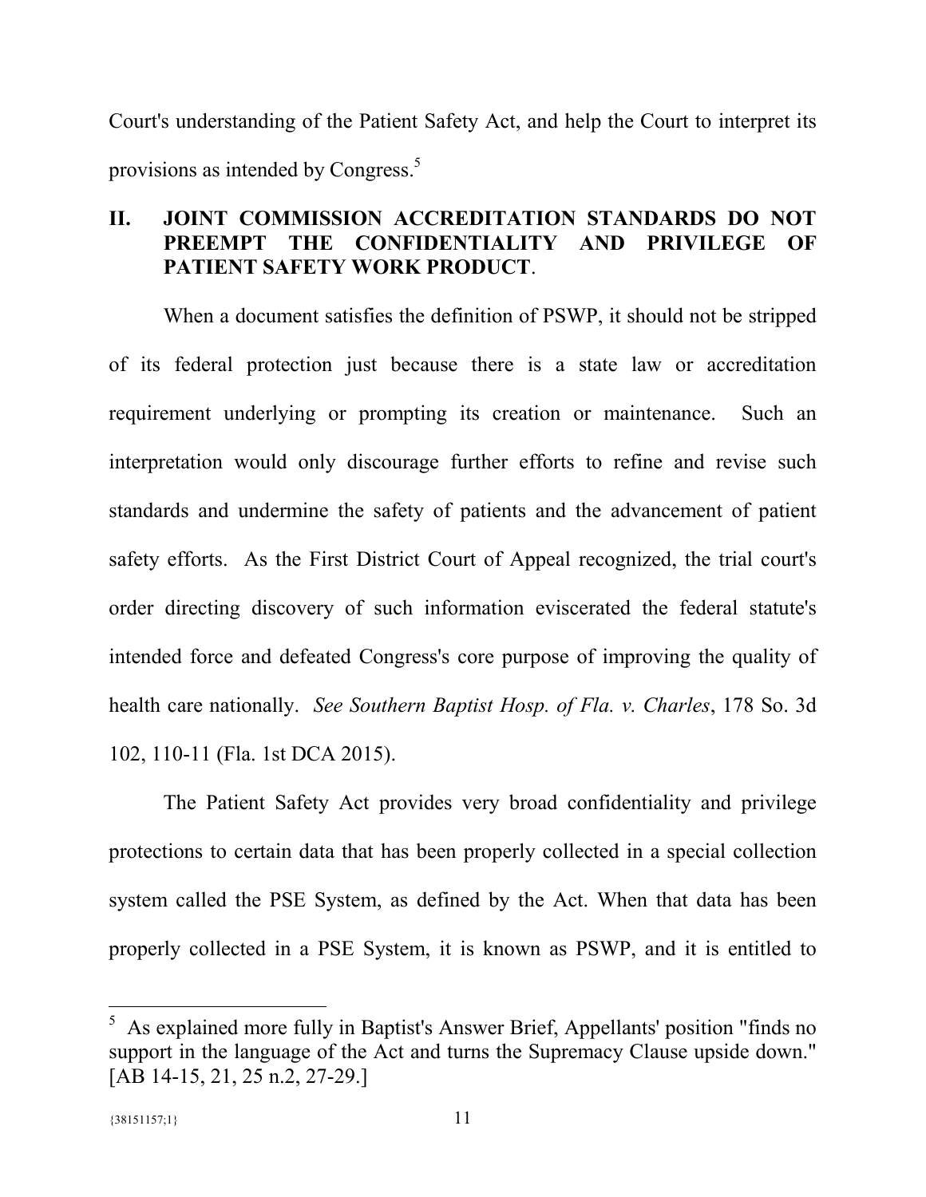Court's understanding of the Patient Safety Act, and help the Court to interpret its provisions as intended by Congress.[5]

## II. JOINT COMMISSION ACCREDITATION STANDARDS DO NOT PREEMPT THE CONFIDENTIALITY AND PRIVILEGE OF PATIENT SAFETY WORK PRODUCT.

When a document satisfies the definition of PSWP, it should not be stripped of its federal protection just because there is a state law or accreditation requirement underlying or prompting its creation or maintenance. Such an interpretation would only discourage further efforts to refine and revise such standards and undermine the safety of patients and the advancement of patient safety efforts. As the First District Court of Appeal recognized, the trial court's order directing discovery of such information eviscerated the federal statute's intended force and defeated Congress's core purpose of improving the quality of health care nationally. *See Southern Baptist Hosp. of Fla. v. Charles*, 178 So. 3d 102, 110-11 (Fla. 1st DCA 2015).

The Patient Safety Act provides very broad confidentiality and privilege protections to certain data that has been properly collected in a special collection system called the PSE System, as defined by the Act. When that data has been properly collected in a PSE System, it is known as PSWP, and it is entitled to

---

[5] As explained more fully in Baptist's Answer Brief, Appellants' position "finds no support in the language of the Act and turns the Supremacy Clause upside down." [AB 14-15, 21, 25 n.2, 27-29.]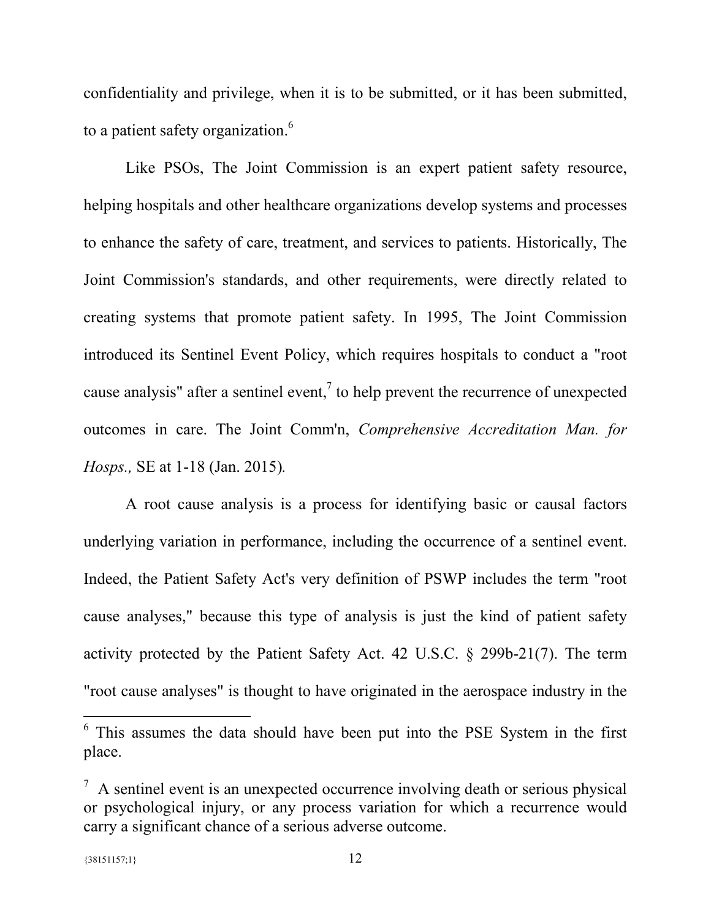confidentiality and privilege, when it is to be submitted, or it has been submitted, to a patient safety organization.[6]

Like PSOs, The Joint Commission is an expert patient safety resource, helping hospitals and other healthcare organizations develop systems and processes to enhance the safety of care, treatment, and services to patients. Historically, The Joint Commission's standards, and other requirements, were directly related to creating systems that promote patient safety. In 1995, The Joint Commission introduced its Sentinel Event Policy, which requires hospitals to conduct a "root cause analysis" after a sentinel event,[7] to help prevent the recurrence of unexpected outcomes in care. The Joint Comm'n, *Comprehensive Accreditation Man. for Hosps.,* SE at 1-18 (Jan. 2015).

A root cause analysis is a process for identifying basic or causal factors underlying variation in performance, including the occurrence of a sentinel event. Indeed, the Patient Safety Act's very definition of PSWP includes the term "root cause analyses," because this type of analysis is just the kind of patient safety activity protected by the Patient Safety Act. 42 U.S.C. § 299b-21(7). The term "root cause analyses" is thought to have originated in the aerospace industry in the

---

[6] This assumes the data should have been put into the PSE System in the first place.

[7] A sentinel event is an unexpected occurrence involving death or serious physical or psychological injury, or any process variation for which a recurrence would carry a significant chance of a serious adverse outcome.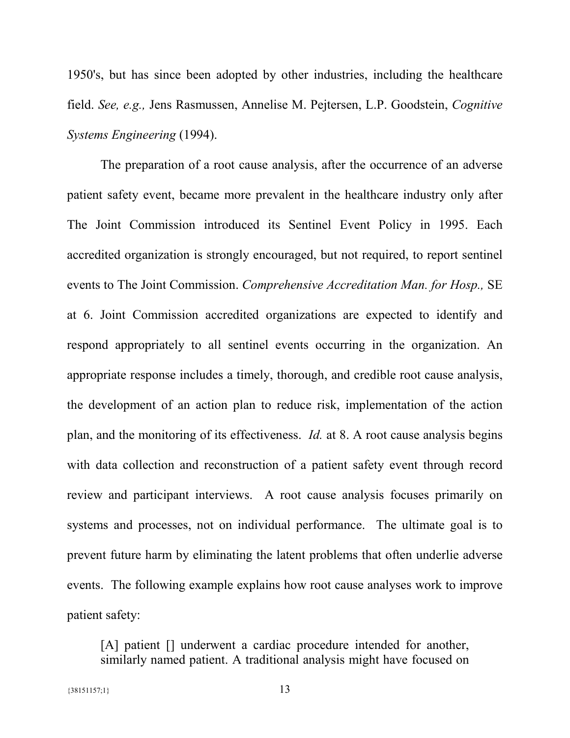1950's, but has since been adopted by other industries, including the healthcare field. *See, e.g.,* Jens Rasmussen, Annelise M. Pejtersen, L.P. Goodstein, *Cognitive Systems Engineering* (1994).

The preparation of a root cause analysis, after the occurrence of an adverse patient safety event, became more prevalent in the healthcare industry only after The Joint Commission introduced its Sentinel Event Policy in 1995. Each accredited organization is strongly encouraged, but not required, to report sentinel events to The Joint Commission. *Comprehensive Accreditation Man. for Hosp.,* SE at 6. Joint Commission accredited organizations are expected to identify and respond appropriately to all sentinel events occurring in the organization. An appropriate response includes a timely, thorough, and credible root cause analysis, the development of an action plan to reduce risk, implementation of the action plan, and the monitoring of its effectiveness. *Id.* at 8. A root cause analysis begins with data collection and reconstruction of a patient safety event through record review and participant interviews. A root cause analysis focuses primarily on systems and processes, not on individual performance. The ultimate goal is to prevent future harm by eliminating the latent problems that often underlie adverse events. The following example explains how root cause analyses work to improve patient safety:

> [A] patient [] underwent a cardiac procedure intended for another, similarly named patient. A traditional analysis might have focused on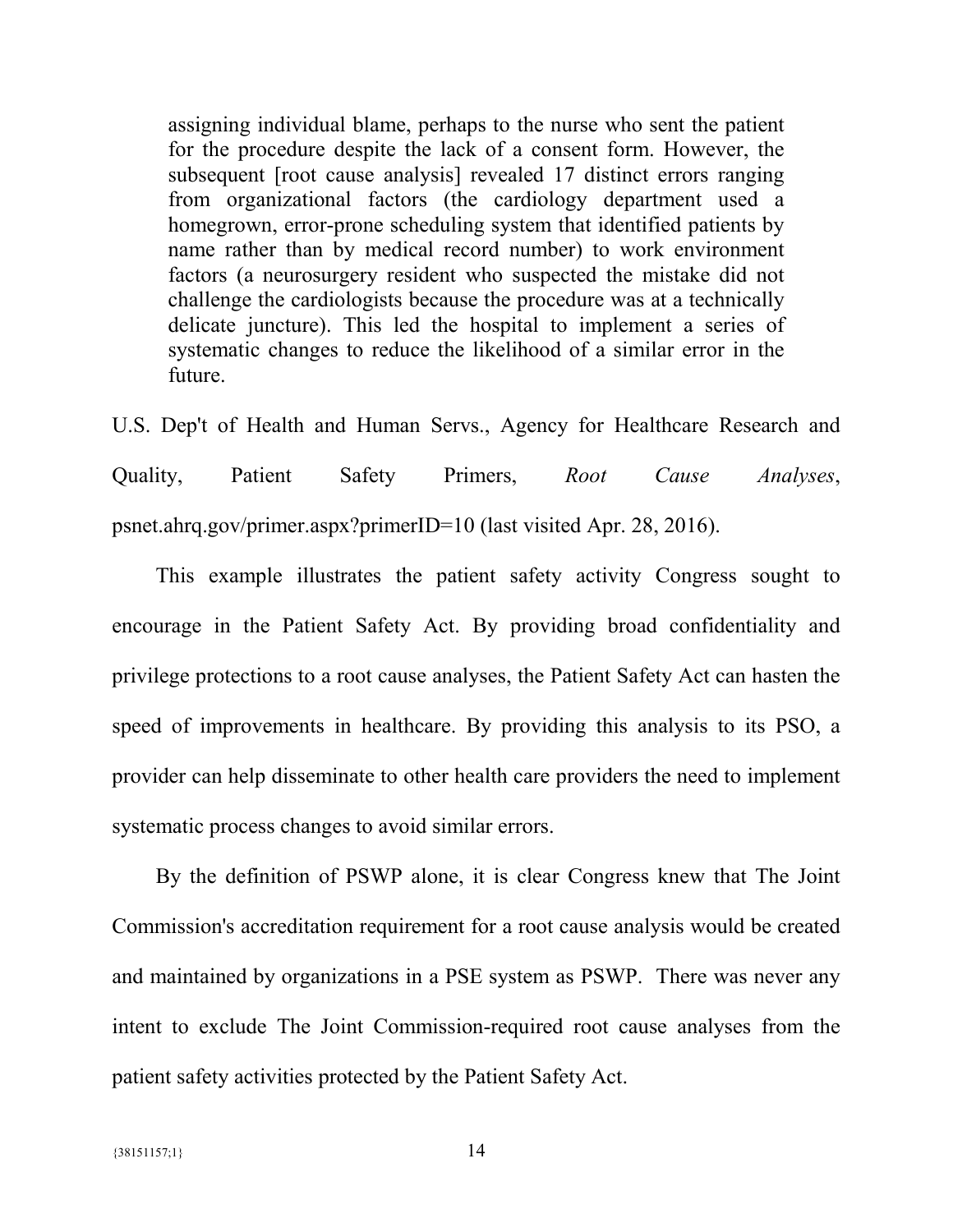> assigning individual blame, perhaps to the nurse who sent the patient for the procedure despite the lack of a consent form. However, the subsequent [root cause analysis] revealed 17 distinct errors ranging from organizational factors (the cardiology department used a homegrown, error-prone scheduling system that identified patients by name rather than by medical record number) to work environment factors (a neurosurgery resident who suspected the mistake did not challenge the cardiologists because the procedure was at a technically delicate juncture). This led the hospital to implement a series of systematic changes to reduce the likelihood of a similar error in the future.

U.S. Dep't of Health and Human Servs., Agency for Healthcare Research and Quality, Patient Safety Primers, *Root Cause Analyses*, psnet.ahrq.gov/primer.aspx?primerID=10 (last visited Apr. 28, 2016).

This example illustrates the patient safety activity Congress sought to encourage in the Patient Safety Act. By providing broad confidentiality and privilege protections to a root cause analyses, the Patient Safety Act can hasten the speed of improvements in healthcare. By providing this analysis to its PSO, a provider can help disseminate to other health care providers the need to implement systematic process changes to avoid similar errors.

By the definition of PSWP alone, it is clear Congress knew that The Joint Commission's accreditation requirement for a root cause analysis would be created and maintained by organizations in a PSE system as PSWP. There was never any intent to exclude The Joint Commission-required root cause analyses from the patient safety activities protected by the Patient Safety Act.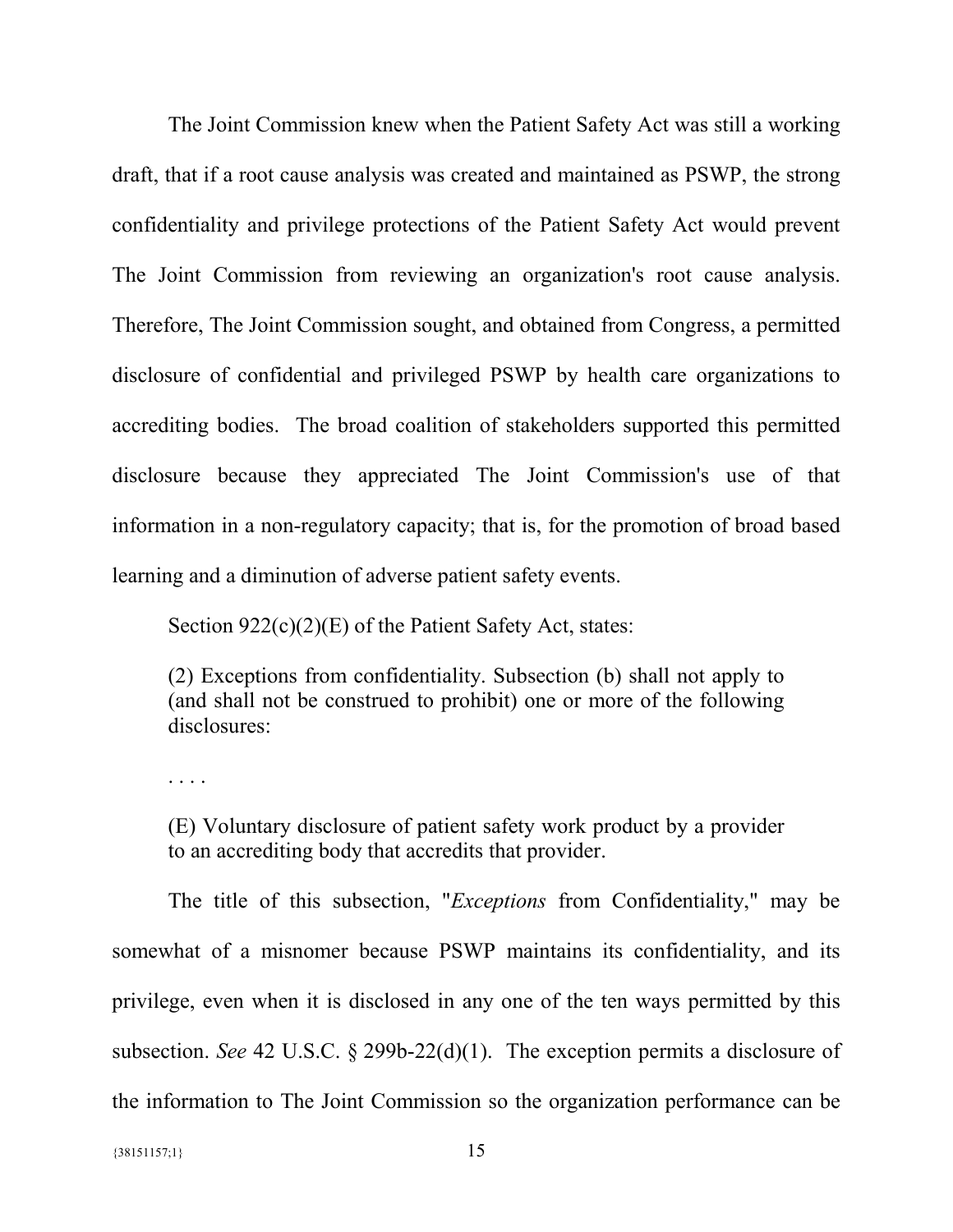The Joint Commission knew when the Patient Safety Act was still a working draft, that if a root cause analysis was created and maintained as PSWP, the strong confidentiality and privilege protections of the Patient Safety Act would prevent The Joint Commission from reviewing an organization's root cause analysis. Therefore, The Joint Commission sought, and obtained from Congress, a permitted disclosure of confidential and privileged PSWP by health care organizations to accrediting bodies. The broad coalition of stakeholders supported this permitted disclosure because they appreciated The Joint Commission's use of that information in a non-regulatory capacity; that is, for the promotion of broad based learning and a diminution of adverse patient safety events.

Section 922(c)(2)(E) of the Patient Safety Act, states:

> (2) Exceptions from confidentiality. Subsection (b) shall not apply to (and shall not be construed to prohibit) one or more of the following disclosures:
>
> . . . .
>
> (E) Voluntary disclosure of patient safety work product by a provider to an accrediting body that accredits that provider.

The title of this subsection, "*Exceptions* from Confidentiality," may be somewhat of a misnomer because PSWP maintains its confidentiality, and its privilege, even when it is disclosed in any one of the ten ways permitted by this subsection. *See* 42 U.S.C. § 299b-22(d)(1). The exception permits a disclosure of the information to The Joint Commission so the organization performance can be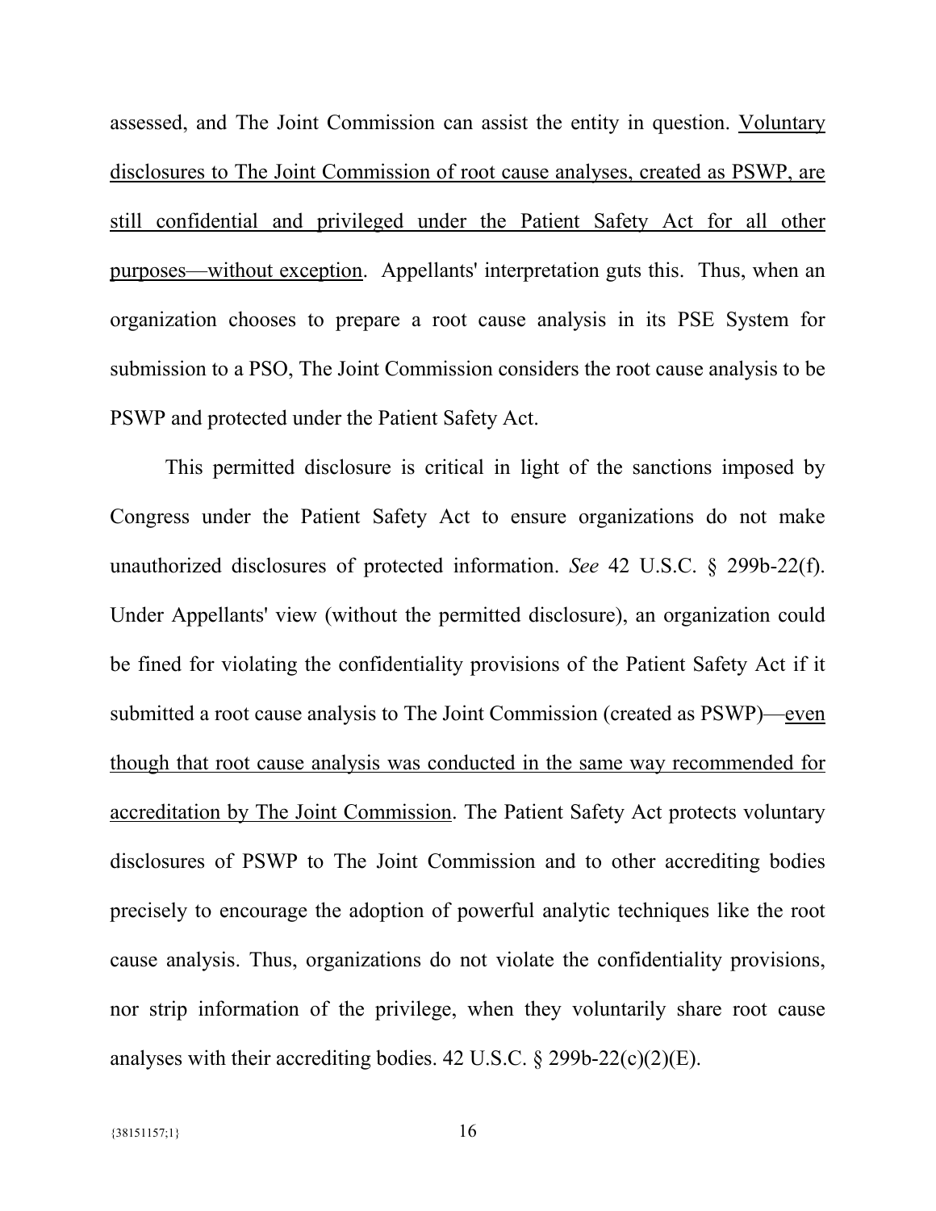assessed, and The Joint Commission can assist the entity in question. <u>Voluntary disclosures to The Joint Commission of root cause analyses, created as PSWP, are still confidential and privileged under the Patient Safety Act for all other purposes—without exception</u>. Appellants' interpretation guts this. Thus, when an organization chooses to prepare a root cause analysis in its PSE System for submission to a PSO, The Joint Commission considers the root cause analysis to be PSWP and protected under the Patient Safety Act.

This permitted disclosure is critical in light of the sanctions imposed by Congress under the Patient Safety Act to ensure organizations do not make unauthorized disclosures of protected information. *See* 42 U.S.C. § 299b-22(f). Under Appellants' view (without the permitted disclosure), an organization could be fined for violating the confidentiality provisions of the Patient Safety Act if it submitted a root cause analysis to The Joint Commission (created as PSWP)—<u>even though that root cause analysis was conducted in the same way recommended for accreditation by The Joint Commission</u>. The Patient Safety Act protects voluntary disclosures of PSWP to The Joint Commission and to other accrediting bodies precisely to encourage the adoption of powerful analytic techniques like the root cause analysis. Thus, organizations do not violate the confidentiality provisions, nor strip information of the privilege, when they voluntarily share root cause analyses with their accrediting bodies. 42 U.S.C. § 299b-22(c)(2)(E).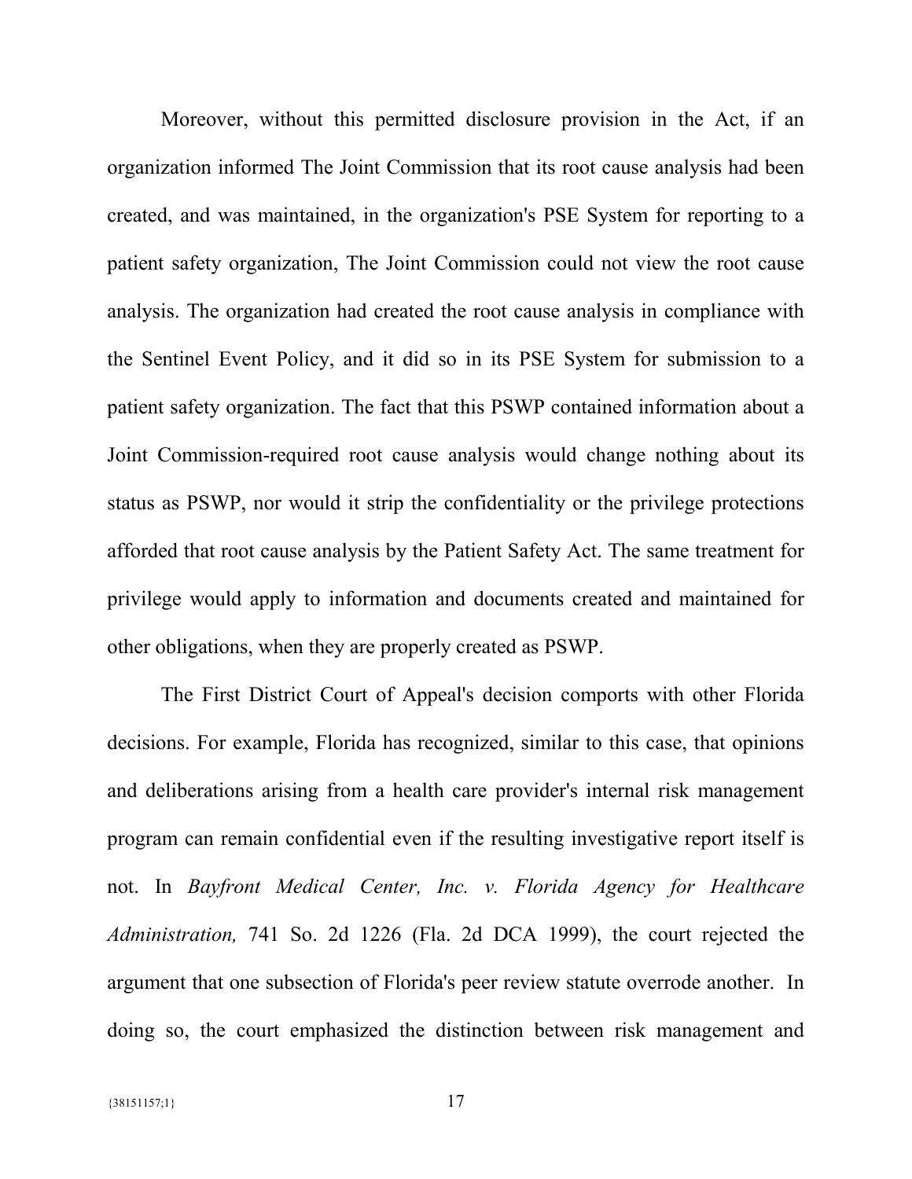Moreover, without this permitted disclosure provision in the Act, if an organization informed The Joint Commission that its root cause analysis had been created, and was maintained, in the organization's PSE System for reporting to a patient safety organization, The Joint Commission could not view the root cause analysis. The organization had created the root cause analysis in compliance with the Sentinel Event Policy, and it did so in its PSE System for submission to a patient safety organization. The fact that this PSWP contained information about a Joint Commission-required root cause analysis would change nothing about its status as PSWP, nor would it strip the confidentiality or the privilege protections afforded that root cause analysis by the Patient Safety Act. The same treatment for privilege would apply to information and documents created and maintained for other obligations, when they are properly created as PSWP.

The First District Court of Appeal's decision comports with other Florida decisions. For example, Florida has recognized, similar to this case, that opinions and deliberations arising from a health care provider's internal risk management program can remain confidential even if the resulting investigative report itself is not. In *Bayfront Medical Center, Inc. v. Florida Agency for Healthcare Administration,* 741 So. 2d 1226 (Fla. 2d DCA 1999), the court rejected the argument that one subsection of Florida's peer review statute overrode another. In doing so, the court emphasized the distinction between risk management and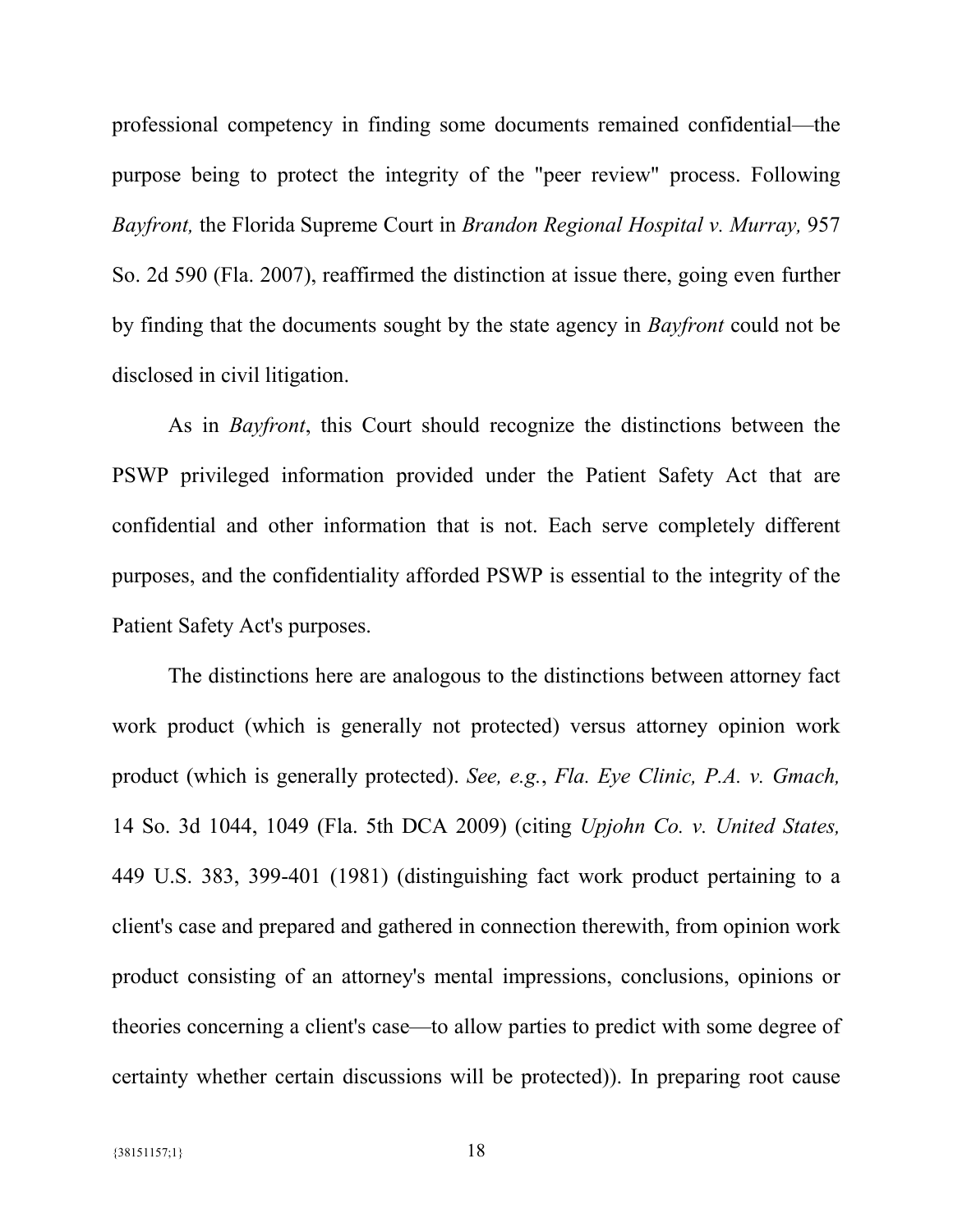professional competency in finding some documents remained confidential—the purpose being to protect the integrity of the "peer review" process. Following *Bayfront,* the Florida Supreme Court in *Brandon Regional Hospital v. Murray,* 957 So. 2d 590 (Fla. 2007), reaffirmed the distinction at issue there, going even further by finding that the documents sought by the state agency in *Bayfront* could not be disclosed in civil litigation.

As in *Bayfront*, this Court should recognize the distinctions between the PSWP privileged information provided under the Patient Safety Act that are confidential and other information that is not. Each serve completely different purposes, and the confidentiality afforded PSWP is essential to the integrity of the Patient Safety Act's purposes.

The distinctions here are analogous to the distinctions between attorney fact work product (which is generally not protected) versus attorney opinion work product (which is generally protected). *See, e.g.*, *Fla. Eye Clinic, P.A. v. Gmach,* 14 So. 3d 1044, 1049 (Fla. 5th DCA 2009) (citing *Upjohn Co. v. United States,* 449 U.S. 383, 399-401 (1981) (distinguishing fact work product pertaining to a client's case and prepared and gathered in connection therewith, from opinion work product consisting of an attorney's mental impressions, conclusions, opinions or theories concerning a client's case—to allow parties to predict with some degree of certainty whether certain discussions will be protected)). In preparing root cause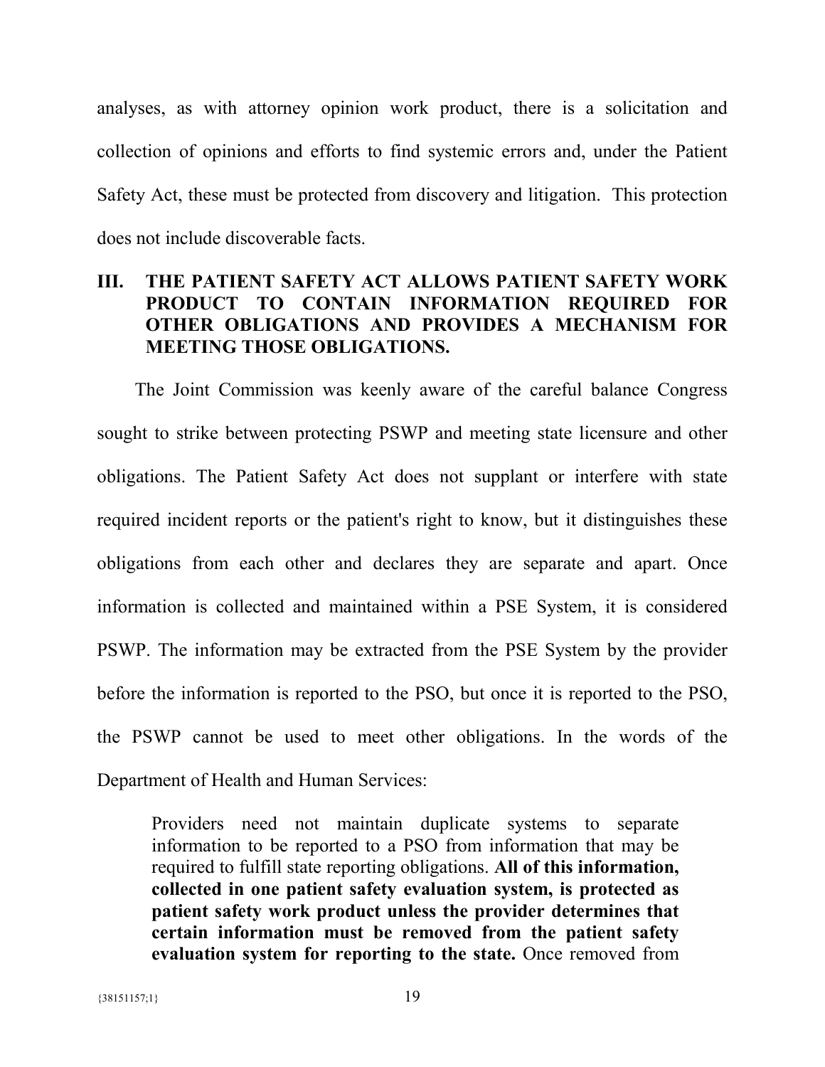analyses, as with attorney opinion work product, there is a solicitation and collection of opinions and efforts to find systemic errors and, under the Patient Safety Act, these must be protected from discovery and litigation. This protection does not include discoverable facts.

## III. THE PATIENT SAFETY ACT ALLOWS PATIENT SAFETY WORK PRODUCT TO CONTAIN INFORMATION REQUIRED FOR OTHER OBLIGATIONS AND PROVIDES A MECHANISM FOR MEETING THOSE OBLIGATIONS.

The Joint Commission was keenly aware of the careful balance Congress sought to strike between protecting PSWP and meeting state licensure and other obligations. The Patient Safety Act does not supplant or interfere with state required incident reports or the patient's right to know, but it distinguishes these obligations from each other and declares they are separate and apart. Once information is collected and maintained within a PSE System, it is considered PSWP. The information may be extracted from the PSE System by the provider before the information is reported to the PSO, but once it is reported to the PSO, the PSWP cannot be used to meet other obligations. In the words of the Department of Health and Human Services:

> Providers need not maintain duplicate systems to separate information to be reported to a PSO from information that may be required to fulfill state reporting obligations. **All of this information, collected in one patient safety evaluation system, is protected as patient safety work product unless the provider determines that certain information must be removed from the patient safety evaluation system for reporting to the state.** Once removed from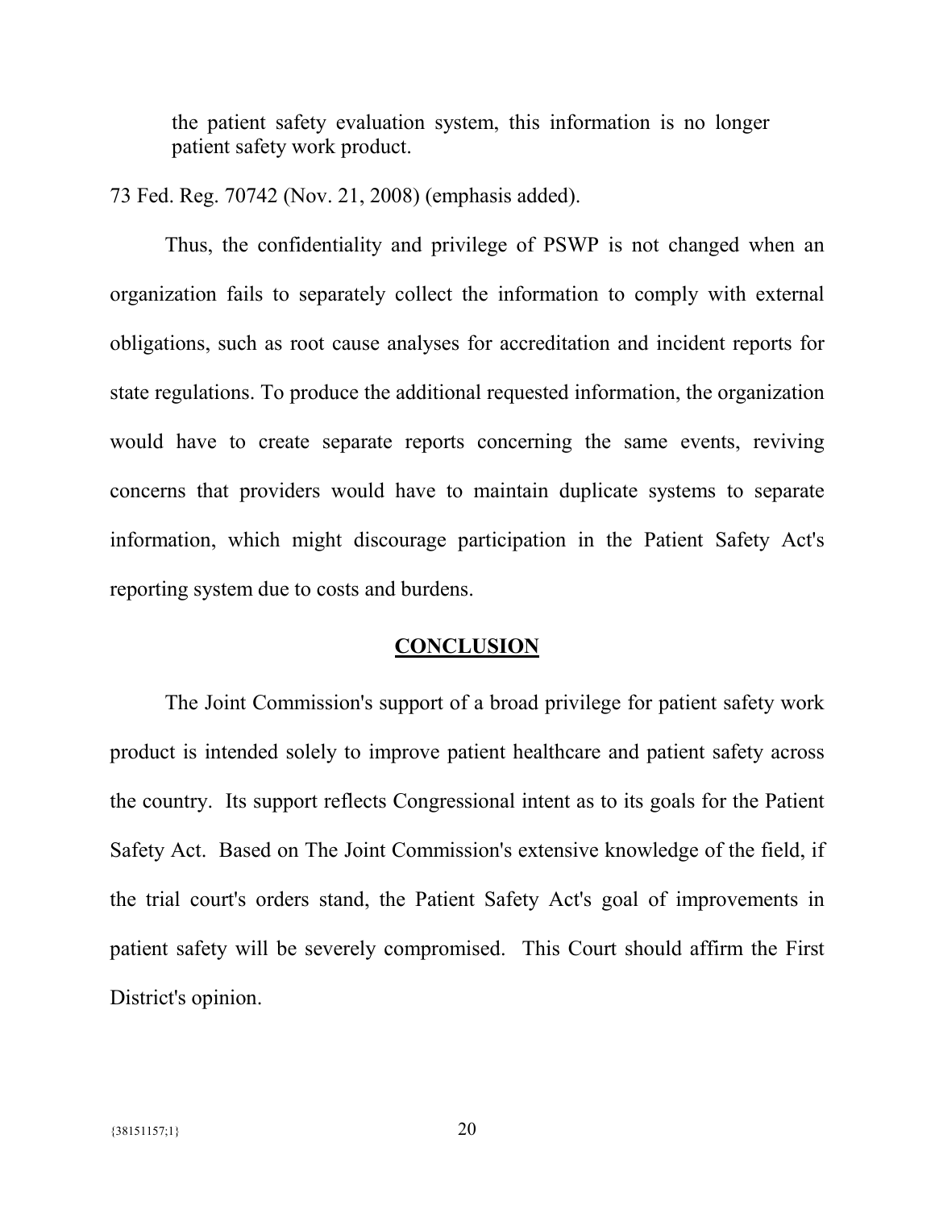> the patient safety evaluation system, this information is no longer patient safety work product.

73 Fed. Reg. 70742 (Nov. 21, 2008) (emphasis added).

Thus, the confidentiality and privilege of PSWP is not changed when an organization fails to separately collect the information to comply with external obligations, such as root cause analyses for accreditation and incident reports for state regulations. To produce the additional requested information, the organization would have to create separate reports concerning the same events, reviving concerns that providers would have to maintain duplicate systems to separate information, which might discourage participation in the Patient Safety Act's reporting system due to costs and burdens.

## CONCLUSION

The Joint Commission's support of a broad privilege for patient safety work product is intended solely to improve patient healthcare and patient safety across the country. Its support reflects Congressional intent as to its goals for the Patient Safety Act. Based on The Joint Commission's extensive knowledge of the field, if the trial court's orders stand, the Patient Safety Act's goal of improvements in patient safety will be severely compromised. This Court should affirm the First District's opinion.

{38151157;1}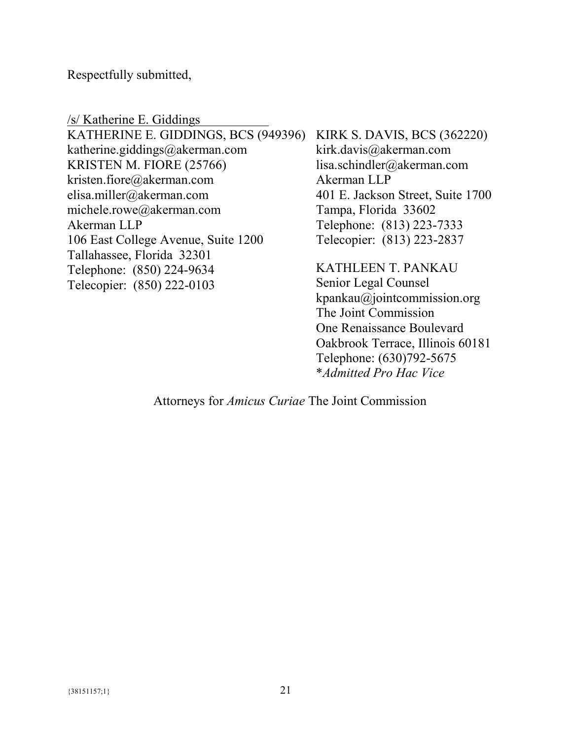Respectfully submitted,

/s/ Katherine E. Giddings

KATHERINE E. GIDDINGS, BCS (949396)
katherine.giddings@akerman.com
KRISTEN M. FIORE (25766)
kristen.fiore@akerman.com
elisa.miller@akerman.com
michele.rowe@akerman.com
Akerman LLP
106 East College Avenue, Suite 1200
Tallahassee, Florida 32301
Telephone: (850) 224-9634
Telecopier: (850) 222-0103

KIRK S. DAVIS, BCS (362220)
kirk.davis@akerman.com
lisa.schindler@akerman.com
Akerman LLP
401 E. Jackson Street, Suite 1700
Tampa, Florida 33602
Telephone: (813) 223-7333
Telecopier: (813) 223-2837

KATHLEEN T. PANKAU
Senior Legal Counsel
kpankau@jointcommission.org
The Joint Commission
One Renaissance Boulevard
Oakbrook Terrace, Illinois 60181
Telephone: (630)792-5675
**Admitted Pro Hac Vice*

Attorneys for *Amicus Curiae* The Joint Commission

{38151157;1}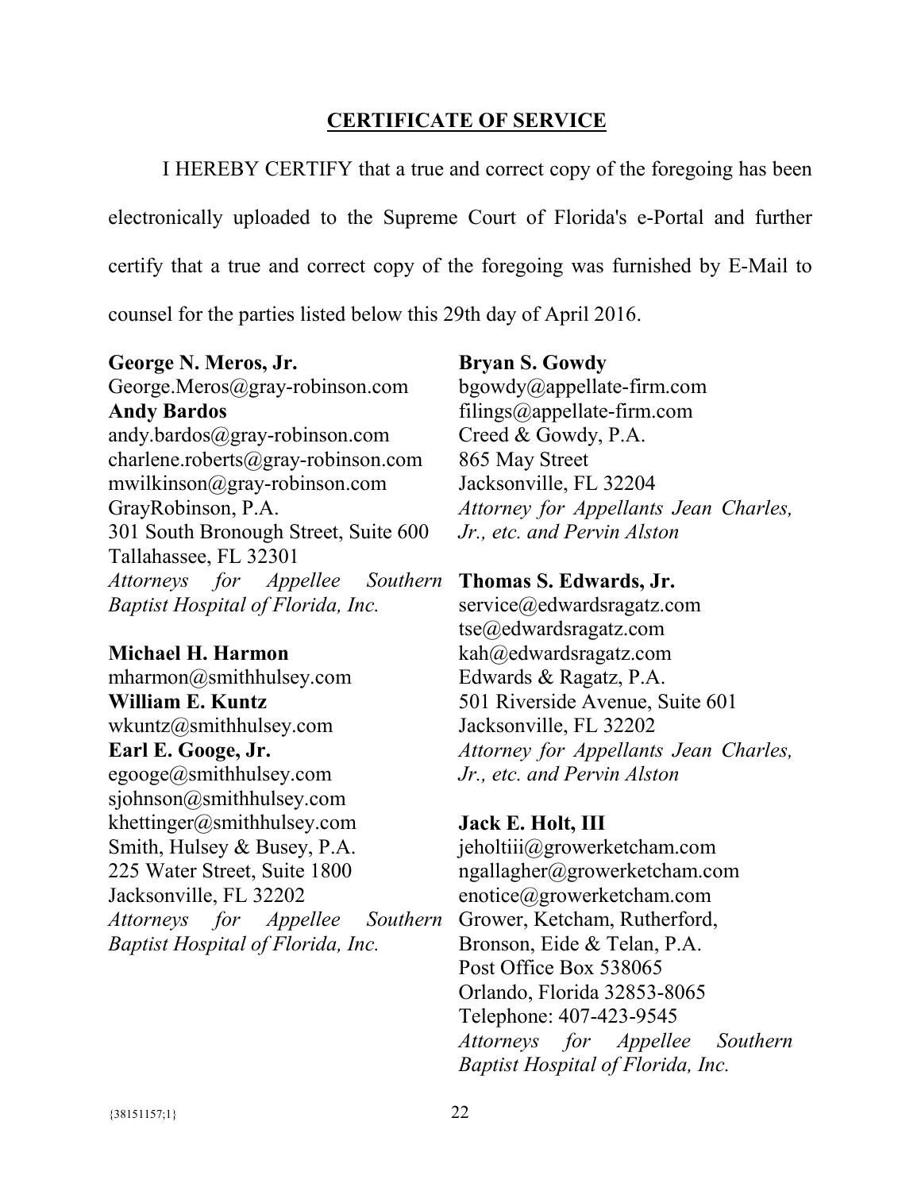## CERTIFICATE OF SERVICE

I HEREBY CERTIFY that a true and correct copy of the foregoing has been electronically uploaded to the Supreme Court of Florida's e-Portal and further certify that a true and correct copy of the foregoing was furnished by E-Mail to counsel for the parties listed below this 29th day of April 2016.

**George N. Meros, Jr.**
George.Meros@gray-robinson.com
**Andy Bardos**
andy.bardos@gray-robinson.com
charlene.roberts@gray-robinson.com
mwilkinson@gray-robinson.com
GrayRobinson, P.A.
301 South Bronough Street, Suite 600
Tallahassee, FL 32301
*Attorneys for Appellee Southern Baptist Hospital of Florida, Inc.*

**Michael H. Harmon**
mharmon@smithhulsey.com
**William E. Kuntz**
wkuntz@smithhulsey.com
**Earl E. Googe, Jr.**
egooge@smithhulsey.com
sjohnson@smithhulsey.com
khettinger@smithhulsey.com
Smith, Hulsey & Busey, P.A.
225 Water Street, Suite 1800
Jacksonville, FL 32202
*Attorneys for Appellee Southern Baptist Hospital of Florida, Inc.*

**Bryan S. Gowdy**
bgowdy@appellate-firm.com
filings@appellate-firm.com
Creed & Gowdy, P.A.
865 May Street
Jacksonville, FL 32204
*Attorney for Appellants Jean Charles, Jr., etc. and Pervin Alston*

**Thomas S. Edwards, Jr.**
service@edwardsragatz.com
tse@edwardsragatz.com
kah@edwardsragatz.com
Edwards & Ragatz, P.A.
501 Riverside Avenue, Suite 601
Jacksonville, FL 32202
*Attorney for Appellants Jean Charles, Jr., etc. and Pervin Alston*

**Jack E. Holt, III**
jeholtiii@growerketcham.com
ngallagher@growerketcham.com
enotice@growerketcham.com
Grower, Ketcham, Rutherford, Bronson, Eide & Telan, P.A.
Post Office Box 538065
Orlando, Florida 32853-8065
Telephone: 407-423-9545
*Attorneys for Appellee Southern Baptist Hospital of Florida, Inc.*

{38151157;1}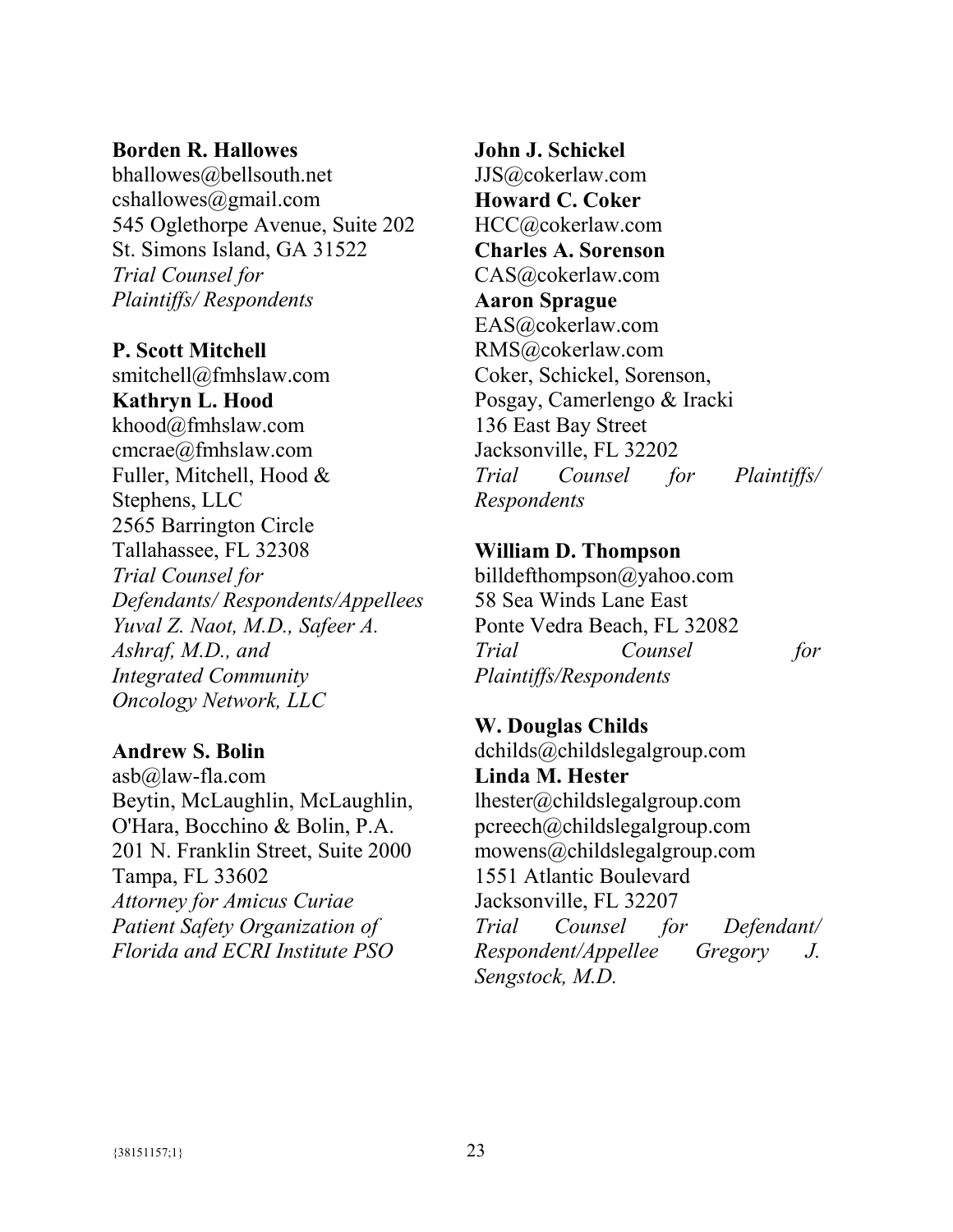**Borden R. Hallowes**
bhallowes@bellsouth.net
cshallowes@gmail.com
545 Oglethorpe Avenue, Suite 202
St. Simons Island, GA 31522
*Trial Counsel for Plaintiffs/ Respondents*

**P. Scott Mitchell**
smitchell@fmhslaw.com
**Kathryn L. Hood**
khood@fmhslaw.com
cmcrae@fmhslaw.com
Fuller, Mitchell, Hood & Stephens, LLC
2565 Barrington Circle
Tallahassee, FL 32308
*Trial Counsel for Defendants/ Respondents/Appellees Yuval Z. Naot, M.D., Safeer A. Ashraf, M.D., and Integrated Community Oncology Network, LLC*

**Andrew S. Bolin**
asb@law-fla.com
Beytin, McLaughlin, McLaughlin, O'Hara, Bocchino & Bolin, P.A.
201 N. Franklin Street, Suite 2000
Tampa, FL 33602
*Attorney for Amicus Curiae Patient Safety Organization of Florida and ECRI Institute PSO*

**John J. Schickel**
JJS@cokerlaw.com
**Howard C. Coker**
HCC@cokerlaw.com
**Charles A. Sorenson**
CAS@cokerlaw.com
**Aaron Sprague**
EAS@cokerlaw.com
RMS@cokerlaw.com
Coker, Schickel, Sorenson, Posgay, Camerlengo & Iracki
136 East Bay Street
Jacksonville, FL 32202
*Trial Counsel for Plaintiffs/ Respondents*

**William D. Thompson**
billdefthompson@yahoo.com
58 Sea Winds Lane East
Ponte Vedra Beach, FL 32082
*Trial Counsel for Plaintiffs/Respondents*

**W. Douglas Childs**
dchilds@childslegalgroup.com
**Linda M. Hester**
lhester@childslegalgroup.com
pcreech@childslegalgroup.com
mowens@childslegalgroup.com
1551 Atlantic Boulevard
Jacksonville, FL 32207
*Trial Counsel for Defendant/ Respondent/Appellee Gregory J. Sengstock, M.D.*

{38151157;1}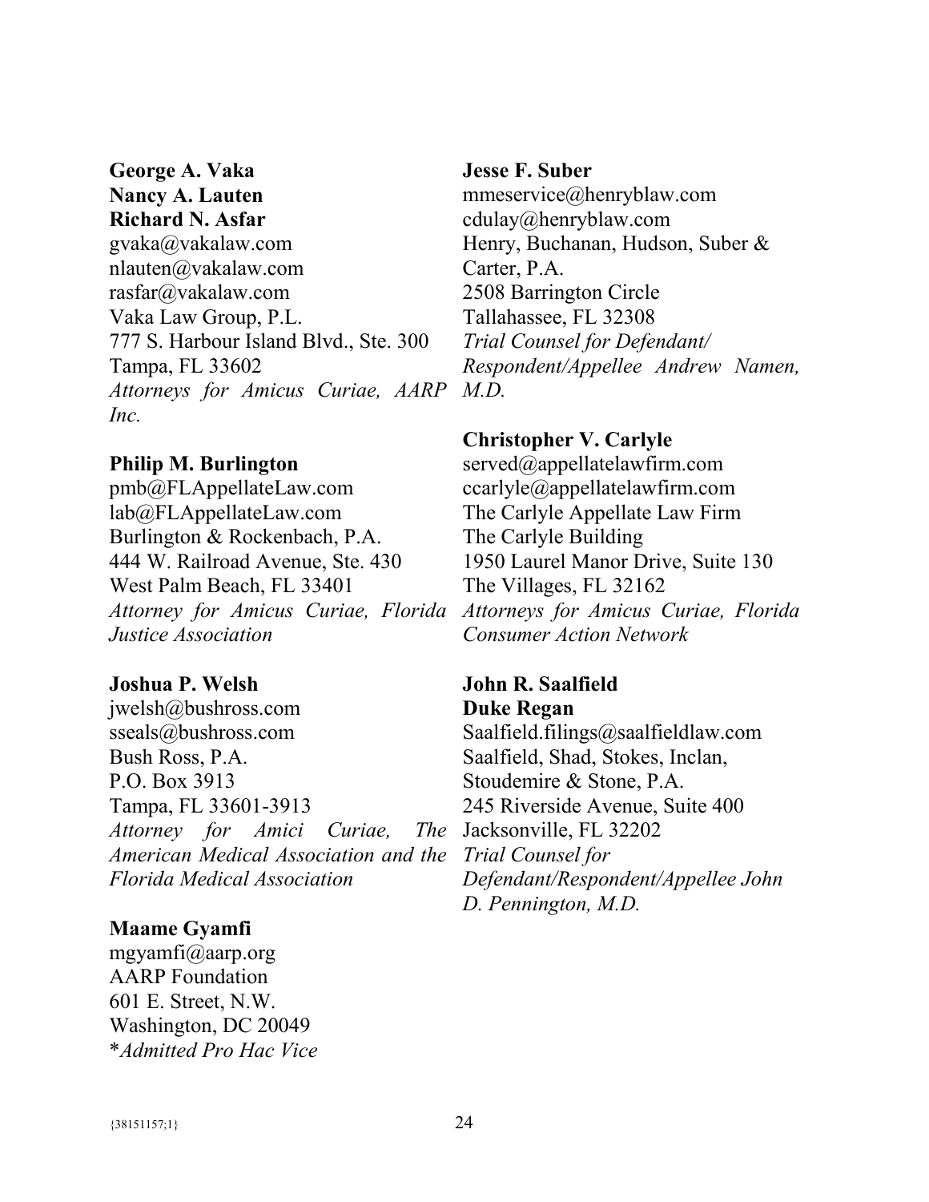**George A. Vaka**
**Nancy A. Lauten**
**Richard N. Asfar**
gvaka@vakalaw.com
nlauten@vakalaw.com
rasfar@vakalaw.com
Vaka Law Group, P.L.
777 S. Harbour Island Blvd., Ste. 300
Tampa, FL 33602
*Attorneys for Amicus Curiae, AARP Inc.*

**Philip M. Burlington**
pmb@FLAppellateLaw.com
lab@FLAppellateLaw.com
Burlington & Rockenbach, P.A.
444 W. Railroad Avenue, Ste. 430
West Palm Beach, FL 33401
*Attorney for Amicus Curiae, Florida Justice Association*

**Joshua P. Welsh**
jwelsh@bushross.com
sseals@bushross.com
Bush Ross, P.A.
P.O. Box 3913
Tampa, FL 33601-3913
*Attorney for Amici Curiae, The American Medical Association and the Florida Medical Association*

**Maame Gyamfi**
mgyamfi@aarp.org
AARP Foundation
601 E. Street, N.W.
Washington, DC 20049
**Admitted Pro Hac Vice*

**Jesse F. Suber**
mmeservice@henryblaw.com
cdulay@henryblaw.com
Henry, Buchanan, Hudson, Suber & Carter, P.A.
2508 Barrington Circle
Tallahassee, FL 32308
*Trial Counsel for Defendant/ Respondent/Appellee Andrew Namen, M.D.*

**Christopher V. Carlyle**
served@appellatelawfirm.com
ccarlyle@appellatelawfirm.com
The Carlyle Appellate Law Firm
The Carlyle Building
1950 Laurel Manor Drive, Suite 130
The Villages, FL 32162
*Attorneys for Amicus Curiae, Florida Consumer Action Network*

**John R. Saalfield**
**Duke Regan**
Saalfield.filings@saalfieldlaw.com
Saalfield, Shad, Stokes, Inclan, Stoudemire & Stone, P.A.
245 Riverside Avenue, Suite 400
Jacksonville, FL 32202
*Trial Counsel for Defendant/Respondent/Appellee John D. Pennington, M.D.*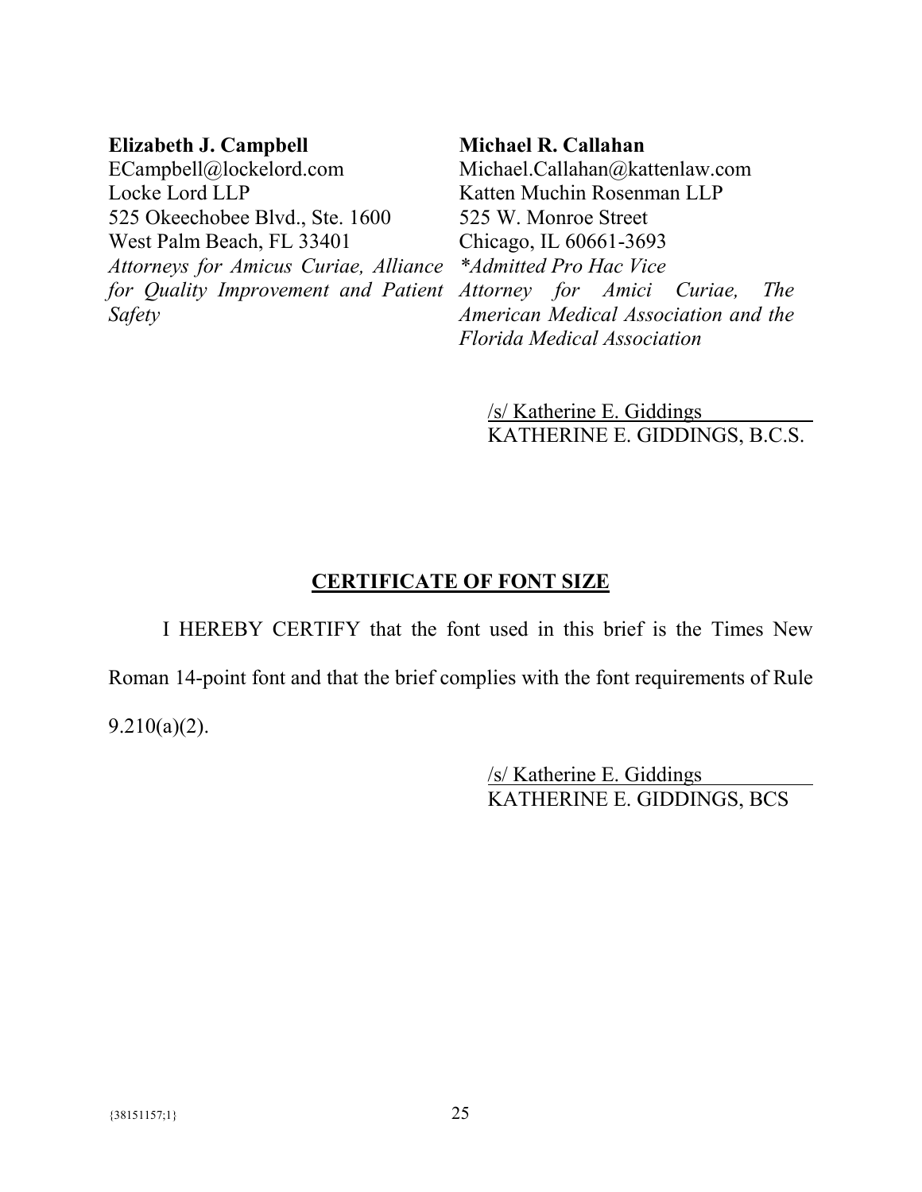**Elizabeth J. Campbell**
ECampbell@lockelord.com
Locke Lord LLP
525 Okeechobee Blvd., Ste. 1600
West Palm Beach, FL 33401
*Attorneys for Amicus Curiae, Alliance for Quality Improvement and Patient Safety*

**Michael R. Callahan**
Michael.Callahan@kattenlaw.com
Katten Muchin Rosenman LLP
525 W. Monroe Street
Chicago, IL 60661-3693
**Admitted Pro Hac Vice*
*Attorney for Amici Curiae, The American Medical Association and the Florida Medical Association*

/s/ Katherine E. Giddings
KATHERINE E. GIDDINGS, B.C.S.

## CERTIFICATE OF FONT SIZE

I HEREBY CERTIFY that the font used in this brief is the Times New Roman 14-point font and that the brief complies with the font requirements of Rule 9.210(a)(2).

/s/ Katherine E. Giddings
KATHERINE E. GIDDINGS, BCS

{38151157;1}